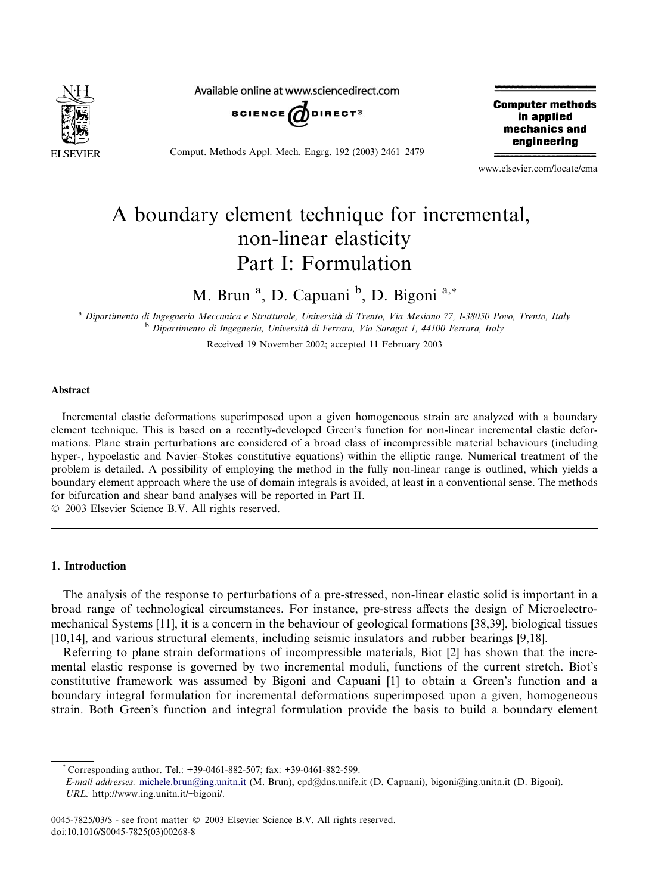# A boundary element technique for incremental, non-linear elasticity
# Part I: Formulation

M. Brun [a], D. Capuani [b], D. Bigoni [a,*]

[a] Dipartimento di Ingegneria Meccanica e Strutturale, Università di Trento, Via Mesiano 77, I-38050 Povo, Trento, Italy
[b] Dipartimento di Ingegneria, Università di Ferrara, Via Saragat 1, 44100 Ferrara, Italy

Received 19 November 2002; accepted 11 February 2003

## Abstract

Incremental elastic deformations superimposed upon a given homogeneous strain are analyzed with a boundary element technique. This is based on a recently-developed Green's function for non-linear incremental elastic deformations. Plane strain perturbations are considered of a broad class of incompressible material behaviours (including hyper-, hypoelastic and Navier–Stokes constitutive equations) within the elliptic range. Numerical treatment of the problem is detailed. A possibility of employing the method in the fully non-linear range is outlined, which yields a boundary element approach where the use of domain integrals is avoided, at least in a conventional sense. The methods for bifurcation and shear band analyses will be reported in Part II.
© 2003 Elsevier Science B.V. All rights reserved.

## 1. Introduction

The analysis of the response to perturbations of a pre-stressed, non-linear elastic solid is important in a broad range of technological circumstances. For instance, pre-stress affects the design of Microelectromechanical Systems [11], it is a concern in the behaviour of geological formations [38,39], biological tissues [10,14], and various structural elements, including seismic insulators and rubber bearings [9,18].

Referring to plane strain deformations of incompressible materials, Biot [2] has shown that the incremental elastic response is governed by two incremental moduli, functions of the current stretch. Biot's constitutive framework was assumed by Bigoni and Capuani [1] to obtain a Green's function and a boundary integral formulation for incremental deformations superimposed upon a given, homogeneous strain. Both Green's function and integral formulation provide the basis to build a boundary element

---

* Corresponding author. Tel.: +39-0461-882-507; fax: +39-0461-882-599.
*E-mail addresses:* michele.brun@ing.unitn.it (M. Brun), cpd@dns.unife.it (D. Capuani), bigoni@ing.unitn.it (D. Bigoni).
*URL:* http://www.ing.unitn.it/~bigoni/.

0045-7825/03/$ - see front matter © 2003 Elsevier Science B.V. All rights reserved.
doi:10.1016/S0045-7825(03)00268-8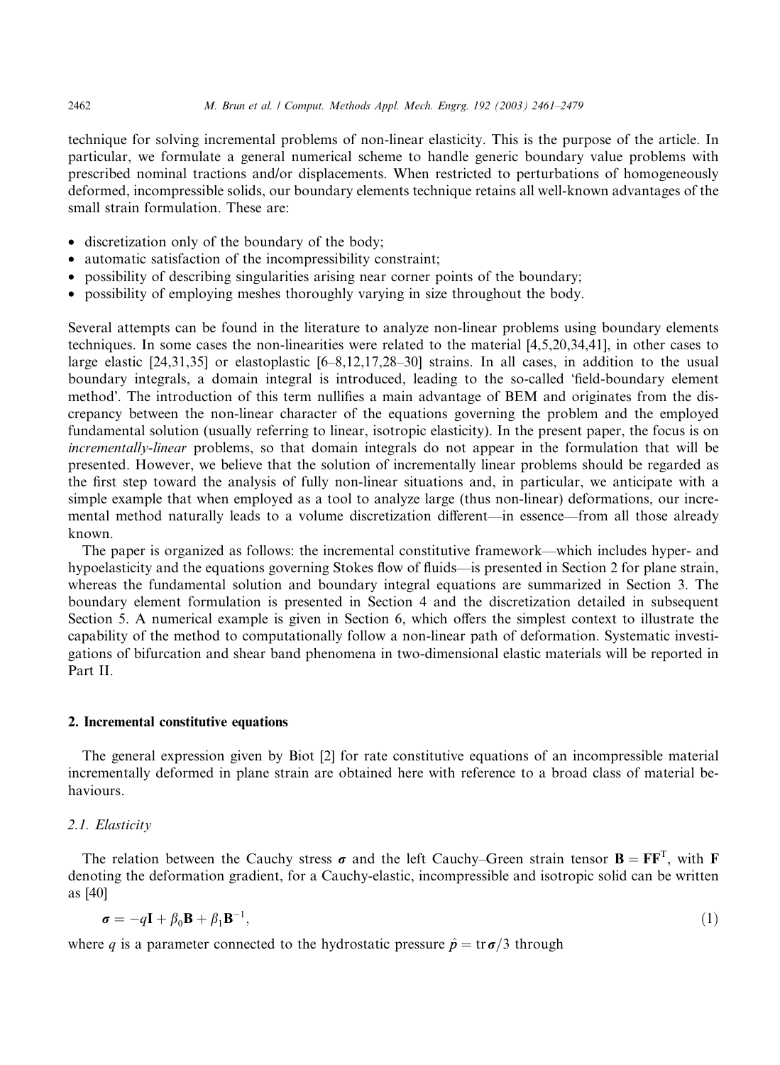technique for solving incremental problems of non-linear elasticity. This is the purpose of the article. In particular, we formulate a general numerical scheme to handle generic boundary value problems with prescribed nominal tractions and/or displacements. When restricted to perturbations of homogeneously deformed, incompressible solids, our boundary elements technique retains all well-known advantages of the small strain formulation. These are:

- discretization only of the boundary of the body;
- automatic satisfaction of the incompressibility constraint;
- possibility of describing singularities arising near corner points of the boundary;
- possibility of employing meshes thoroughly varying in size throughout the body.

Several attempts can be found in the literature to analyze non-linear problems using boundary elements techniques. In some cases the non-linearities were related to the material [4,5,20,34,41], in other cases to large elastic [24,31,35] or elastoplastic [6–8,12,17,28–30] strains. In all cases, in addition to the usual boundary integrals, a domain integral is introduced, leading to the so-called 'field-boundary element method'. The introduction of this term nullifies a main advantage of BEM and originates from the discrepancy between the non-linear character of the equations governing the problem and the employed fundamental solution (usually referring to linear, isotropic elasticity). In the present paper, the focus is on *incrementally-linear* problems, so that domain integrals do not appear in the formulation that will be presented. However, we believe that the solution of incrementally linear problems should be regarded as the first step toward the analysis of fully non-linear situations and, in particular, we anticipate with a simple example that when employed as a tool to analyze large (thus non-linear) deformations, our incremental method naturally leads to a volume discretization different—in essence—from all those already known.

The paper is organized as follows: the incremental constitutive framework—which includes hyper- and hypoelasticity and the equations governing Stokes flow of fluids—is presented in Section 2 for plane strain, whereas the fundamental solution and boundary integral equations are summarized in Section 3. The boundary element formulation is presented in Section 4 and the discretization detailed in subsequent Section 5. A numerical example is given in Section 6, which offers the simplest context to illustrate the capability of the method to computationally follow a non-linear path of deformation. Systematic investigations of bifurcation and shear band phenomena in two-dimensional elastic materials will be reported in Part II.

## 2. Incremental constitutive equations

The general expression given by Biot [2] for rate constitutive equations of an incompressible material incrementally deformed in plane strain are obtained here with reference to a broad class of material behaviours.

### 2.1. Elasticity

The relation between the Cauchy stress $\boldsymbol{\sigma}$ and the left Cauchy–Green strain tensor $\mathbf{B} = \mathbf{F}\mathbf{F}^{\mathrm{T}}$, with $\mathbf{F}$ denoting the deformation gradient, for a Cauchy-elastic, incompressible and isotropic solid can be written as [40]

$$\boldsymbol{\sigma} = -q\mathbf{I} + \beta_0\mathbf{B} + \beta_1\mathbf{B}^{-1}, \tag{1}$$

where $q$ is a parameter connected to the hydrostatic pressure $\hat{p} = \operatorname{tr}\boldsymbol{\sigma}/3$ through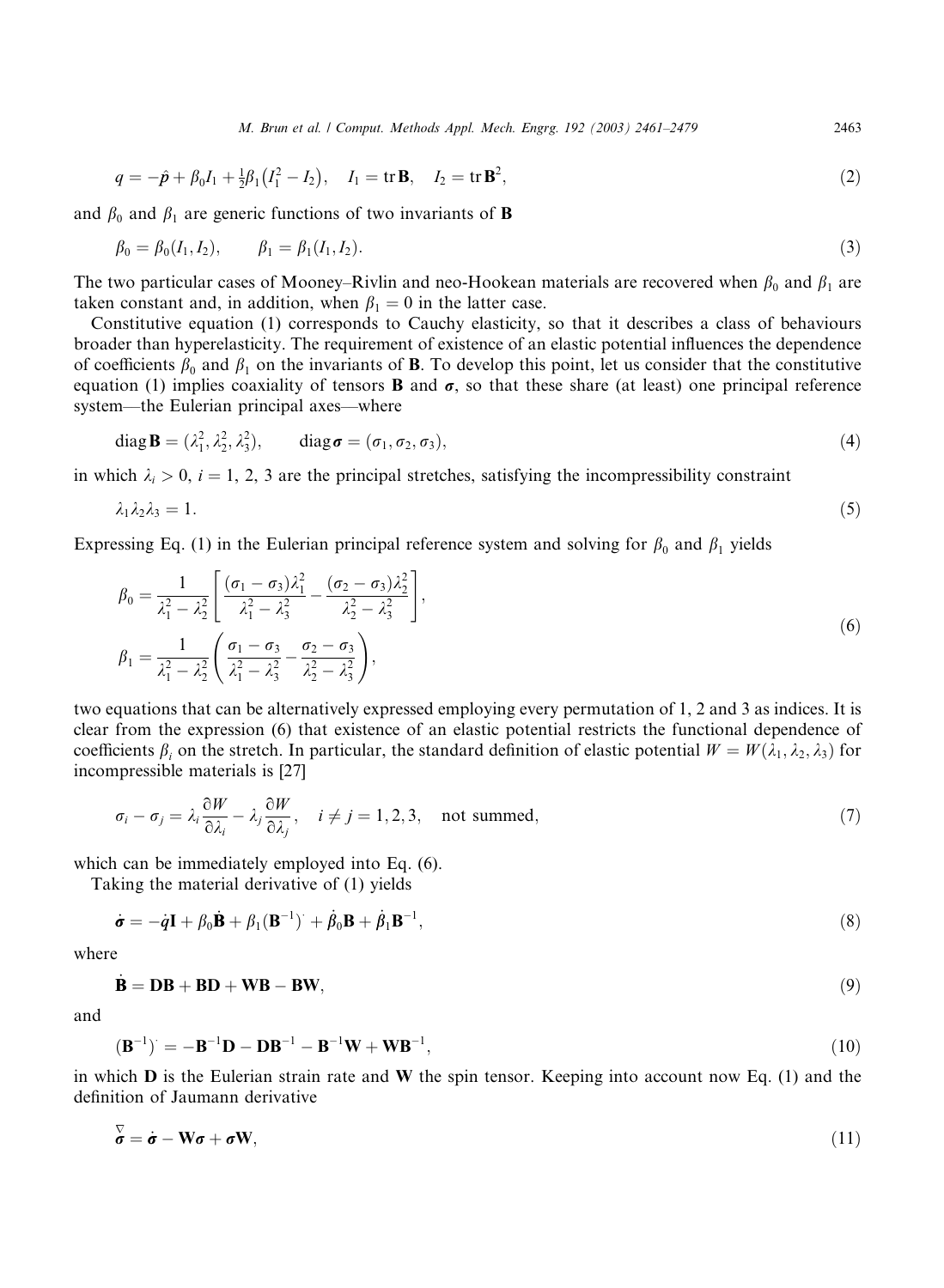$$q = -\hat{p} + \beta_0 I_1 + \tfrac{1}{2}\beta_1\left(I_1^2 - I_2\right), \quad I_1 = \operatorname{tr}\mathbf{B}, \quad I_2 = \operatorname{tr}\mathbf{B}^2, \tag{2}$$

and $\beta_0$ and $\beta_1$ are generic functions of two invariants of $\mathbf{B}$

$$\beta_0 = \beta_0(I_1, I_2), \qquad \beta_1 = \beta_1(I_1, I_2). \tag{3}$$

The two particular cases of Mooney–Rivlin and neo-Hookean materials are recovered when $\beta_0$ and $\beta_1$ are taken constant and, in addition, when $\beta_1 = 0$ in the latter case.

Constitutive equation (1) corresponds to Cauchy elasticity, so that it describes a class of behaviours broader than hyperelasticity. The requirement of existence of an elastic potential influences the dependence of coefficients $\beta_0$ and $\beta_1$ on the invariants of $\mathbf{B}$. To develop this point, let us consider that the constitutive equation (1) implies coaxiality of tensors $\mathbf{B}$ and $\boldsymbol{\sigma}$, so that these share (at least) one principal reference system—the Eulerian principal axes—where

$$\operatorname{diag}\mathbf{B} = (\lambda_1^2, \lambda_2^2, \lambda_3^2), \qquad \operatorname{diag}\boldsymbol{\sigma} = (\sigma_1, \sigma_2, \sigma_3), \tag{4}$$

in which $\lambda_i > 0$, $i = 1, 2, 3$ are the principal stretches, satisfying the incompressibility constraint

$$\lambda_1\lambda_2\lambda_3 = 1. \tag{5}$$

Expressing Eq. (1) in the Eulerian principal reference system and solving for $\beta_0$ and $\beta_1$ yields

$$\begin{aligned}
\beta_0 &= \frac{1}{\lambda_1^2 - \lambda_2^2}\left[\frac{(\sigma_1 - \sigma_3)\lambda_1^2}{\lambda_1^2 - \lambda_3^2} - \frac{(\sigma_2 - \sigma_3)\lambda_2^2}{\lambda_2^2 - \lambda_3^2}\right], \\
\beta_1 &= \frac{1}{\lambda_1^2 - \lambda_2^2}\left(\frac{\sigma_1 - \sigma_3}{\lambda_1^2 - \lambda_3^2} - \frac{\sigma_2 - \sigma_3}{\lambda_2^2 - \lambda_3^2}\right),
\end{aligned} \tag{6}$$

two equations that can be alternatively expressed employing every permutation of 1, 2 and 3 as indices. It is clear from the expression (6) that existence of an elastic potential restricts the functional dependence of coefficients $\beta_i$ on the stretch. In particular, the standard definition of elastic potential $W = W(\lambda_1, \lambda_2, \lambda_3)$ for incompressible materials is [27]

$$\sigma_i - \sigma_j = \lambda_i \frac{\partial W}{\partial \lambda_i} - \lambda_j \frac{\partial W}{\partial \lambda_j}, \quad i \neq j = 1, 2, 3, \quad \text{not summed}, \tag{7}$$

which can be immediately employed into Eq. (6).

Taking the material derivative of (1) yields

$$\dot{\boldsymbol{\sigma}} = -\dot{q}\mathbf{I} + \beta_0\dot{\mathbf{B}} + \beta_1(\mathbf{B}^{-1})^{\cdot} + \dot{\beta}_0\mathbf{B} + \dot{\beta}_1\mathbf{B}^{-1}, \tag{8}$$

where

$$\dot{\mathbf{B}} = \mathbf{D}\mathbf{B} + \mathbf{B}\mathbf{D} + \mathbf{W}\mathbf{B} - \mathbf{B}\mathbf{W}, \tag{9}$$

and

$$(\mathbf{B}^{-1})^{\cdot} = -\mathbf{B}^{-1}\mathbf{D} - \mathbf{D}\mathbf{B}^{-1} - \mathbf{B}^{-1}\mathbf{W} + \mathbf{W}\mathbf{B}^{-1}, \tag{10}$$

in which $\mathbf{D}$ is the Eulerian strain rate and $\mathbf{W}$ the spin tensor. Keeping into account now Eq. (1) and the definition of Jaumann derivative

$$\overset{\nabla}{\boldsymbol{\sigma}} = \dot{\boldsymbol{\sigma}} - \mathbf{W}\boldsymbol{\sigma} + \boldsymbol{\sigma}\mathbf{W}, \tag{11}$$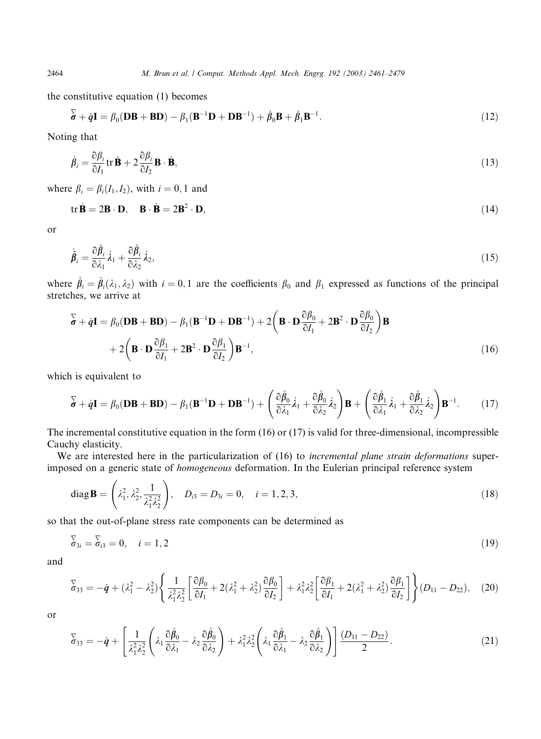the constitutive equation (1) becomes

$$\overset{\nabla}{\boldsymbol{\sigma}} + \dot{q}\mathbf{I} = \beta_0(\mathbf{DB} + \mathbf{BD}) - \beta_1(\mathbf{B}^{-1}\mathbf{D} + \mathbf{D}\mathbf{B}^{-1}) + \dot{\beta}_0\mathbf{B} + \dot{\beta}_1\mathbf{B}^{-1}. \tag{12}$$

Noting that

$$\dot{\beta}_i = \frac{\partial \beta_i}{\partial I_1}\operatorname{tr}\dot{\mathbf{B}} + 2\frac{\partial \beta_i}{\partial I_2}\mathbf{B}\cdot\dot{\mathbf{B}}, \tag{13}$$

where $\beta_i = \beta_i(I_1, I_2)$, with $i = 0, 1$ and

$$\operatorname{tr}\dot{\mathbf{B}} = 2\mathbf{B}\cdot\mathbf{D}, \quad \mathbf{B}\cdot\dot{\mathbf{B}} = 2\mathbf{B}^2\cdot\mathbf{D}, \tag{14}$$

or

$$\dot{\hat{\beta}}_i = \frac{\partial \hat{\beta}_i}{\partial \lambda_1}\dot{\lambda}_1 + \frac{\partial \hat{\beta}_i}{\partial \lambda_2}\dot{\lambda}_2, \tag{15}$$

where $\hat{\beta}_i = \hat{\beta}_i(\lambda_1, \lambda_2)$ with $i = 0, 1$ are the coefficients $\beta_0$ and $\beta_1$ expressed as functions of the principal stretches, we arrive at

$$\begin{aligned}\overset{\nabla}{\boldsymbol{\sigma}} + \dot{q}\mathbf{I} = {} & \beta_0(\mathbf{DB} + \mathbf{BD}) - \beta_1(\mathbf{B}^{-1}\mathbf{D} + \mathbf{D}\mathbf{B}^{-1}) + 2\left(\mathbf{B}\cdot\mathbf{D}\frac{\partial \beta_0}{\partial I_1} + 2\mathbf{B}^2\cdot\mathbf{D}\frac{\partial \beta_0}{\partial I_2}\right)\mathbf{B} \\ & + 2\left(\mathbf{B}\cdot\mathbf{D}\frac{\partial \beta_1}{\partial I_1} + 2\mathbf{B}^2\cdot\mathbf{D}\frac{\partial \beta_1}{\partial I_2}\right)\mathbf{B}^{-1},\end{aligned} \tag{16}$$

which is equivalent to

$$\overset{\nabla}{\boldsymbol{\sigma}} + \dot{q}\mathbf{I} = \beta_0(\mathbf{DB} + \mathbf{BD}) - \beta_1(\mathbf{B}^{-1}\mathbf{D} + \mathbf{D}\mathbf{B}^{-1}) + \left(\frac{\partial \hat{\beta}_0}{\partial \lambda_1}\dot{\lambda}_1 + \frac{\partial \hat{\beta}_0}{\partial \lambda_2}\dot{\lambda}_2\right)\mathbf{B} + \left(\frac{\partial \hat{\beta}_1}{\partial \lambda_1}\dot{\lambda}_1 + \frac{\partial \hat{\beta}_1}{\partial \lambda_2}\dot{\lambda}_2\right)\mathbf{B}^{-1}. \tag{17}$$

The incremental constitutive equation in the form (16) or (17) is valid for three-dimensional, incompressible Cauchy elasticity.

We are interested here in the particularization of (16) to *incremental plane strain deformations* superimposed on a generic state of *homogeneous* deformation. In the Eulerian principal reference system

$$\operatorname{diag}\mathbf{B} = \left(\lambda_1^2, \lambda_2^2, \frac{1}{\lambda_1^2\lambda_2^2}\right), \quad D_{i3} = D_{3i} = 0, \quad i = 1, 2, 3, \tag{18}$$

so that the out-of-plane stress rate components can be determined as

$$\overset{\nabla}{\sigma}_{3i} = \overset{\nabla}{\sigma}_{i3} = 0, \quad i = 1, 2 \tag{19}$$

and

$$\overset{\nabla}{\sigma}_{33} = -\dot{q} + (\lambda_1^2 - \lambda_2^2)\left\{\frac{1}{\lambda_1^2\lambda_2^2}\left[\frac{\partial \beta_0}{\partial I_1} + 2(\lambda_1^2 + \lambda_2^2)\frac{\partial \beta_0}{\partial I_2}\right] + \lambda_1^2\lambda_2^2\left[\frac{\partial \beta_1}{\partial I_1} + 2(\lambda_1^2 + \lambda_2^2)\frac{\partial \beta_1}{\partial I_2}\right]\right\}(D_{11} - D_{22}), \tag{20}$$

or

$$\overset{\nabla}{\sigma}_{33} = -\dot{q} + \left[\frac{1}{\lambda_1^2\lambda_2^2}\left(\lambda_1\frac{\partial \hat{\beta}_0}{\partial \lambda_1} - \lambda_2\frac{\partial \hat{\beta}_0}{\partial \lambda_2}\right) + \lambda_1^2\lambda_2^2\left(\lambda_1\frac{\partial \hat{\beta}_1}{\partial \lambda_1} - \lambda_2\frac{\partial \hat{\beta}_1}{\partial \lambda_2}\right)\right]\frac{(D_{11} - D_{22})}{2}. \tag{21}$$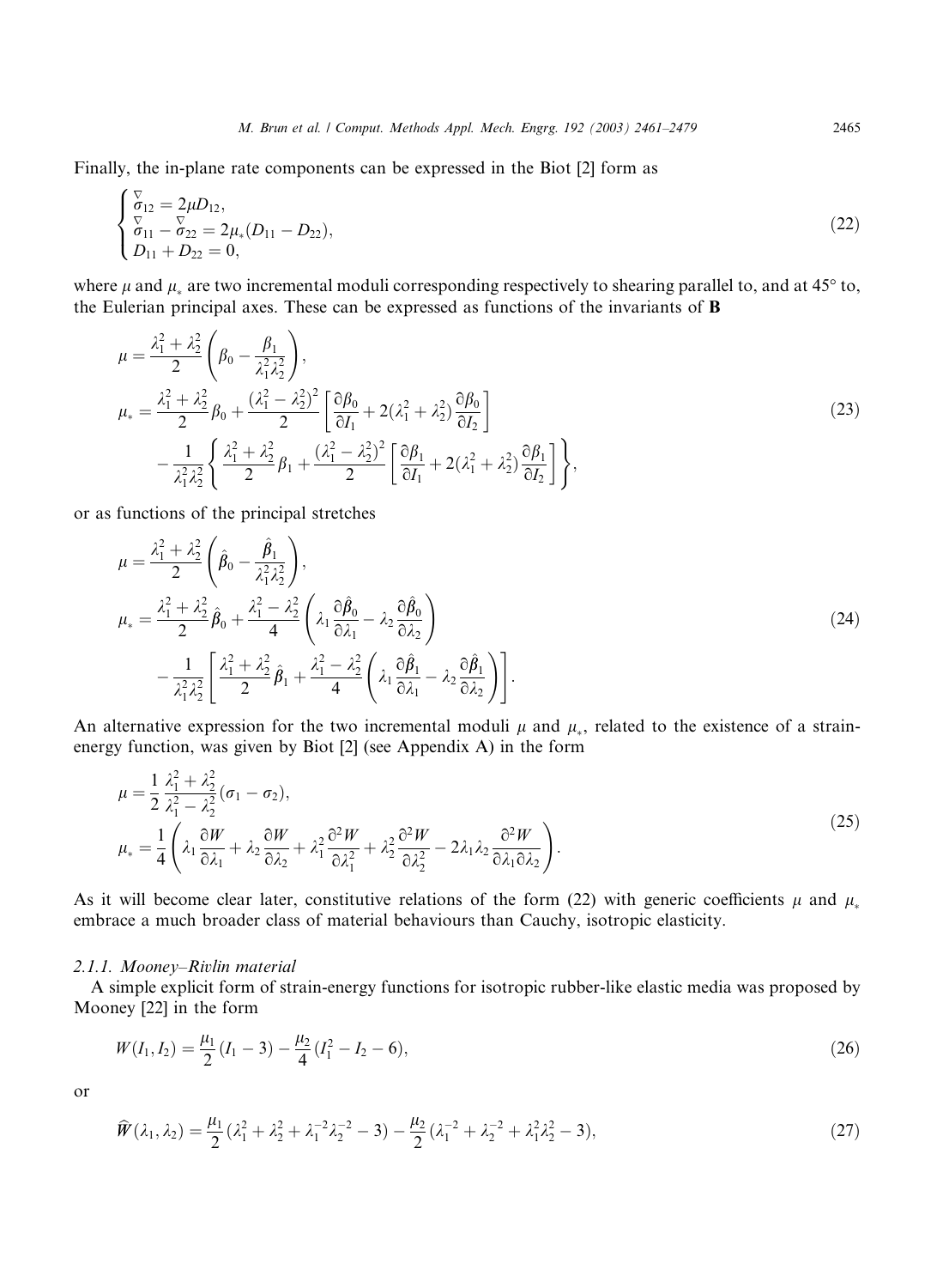Finally, the in-plane rate components can be expressed in the Biot [2] form as

$$
\begin{cases}
\overset{\nabla}{\sigma}_{12} = 2\mu D_{12}, \\
\overset{\nabla}{\sigma}_{11} - \overset{\nabla}{\sigma}_{22} = 2\mu_*(D_{11} - D_{22}), \\
D_{11} + D_{22} = 0,
\end{cases}
\tag{22}
$$

where $\mu$ and $\mu_*$ are two incremental moduli corresponding respectively to shearing parallel to, and at 45° to, the Eulerian principal axes. These can be expressed as functions of the invariants of $\mathbf{B}$

$$
\begin{aligned}
\mu &= \frac{\lambda_1^2 + \lambda_2^2}{2}\left(\beta_0 - \frac{\beta_1}{\lambda_1^2\lambda_2^2}\right), \\
\mu_* &= \frac{\lambda_1^2 + \lambda_2^2}{2}\beta_0 + \frac{(\lambda_1^2 - \lambda_2^2)^2}{2}\left[\frac{\partial \beta_0}{\partial I_1} + 2(\lambda_1^2 + \lambda_2^2)\frac{\partial \beta_0}{\partial I_2}\right] \\
&\quad - \frac{1}{\lambda_1^2\lambda_2^2}\left\{\frac{\lambda_1^2 + \lambda_2^2}{2}\beta_1 + \frac{(\lambda_1^2 - \lambda_2^2)^2}{2}\left[\frac{\partial \beta_1}{\partial I_1} + 2(\lambda_1^2 + \lambda_2^2)\frac{\partial \beta_1}{\partial I_2}\right]\right\},
\end{aligned}
\tag{23}
$$

or as functions of the principal stretches

$$
\begin{aligned}
\mu &= \frac{\lambda_1^2 + \lambda_2^2}{2}\left(\hat{\beta}_0 - \frac{\hat{\beta}_1}{\lambda_1^2\lambda_2^2}\right), \\
\mu_* &= \frac{\lambda_1^2 + \lambda_2^2}{2}\hat{\beta}_0 + \frac{\lambda_1^2 - \lambda_2^2}{4}\left(\lambda_1\frac{\partial \hat{\beta}_0}{\partial \lambda_1} - \lambda_2\frac{\partial \hat{\beta}_0}{\partial \lambda_2}\right) \\
&\quad - \frac{1}{\lambda_1^2\lambda_2^2}\left[\frac{\lambda_1^2 + \lambda_2^2}{2}\hat{\beta}_1 + \frac{\lambda_1^2 - \lambda_2^2}{4}\left(\lambda_1\frac{\partial \hat{\beta}_1}{\partial \lambda_1} - \lambda_2\frac{\partial \hat{\beta}_1}{\partial \lambda_2}\right)\right].
\end{aligned}
\tag{24}
$$

An alternative expression for the two incremental moduli $\mu$ and $\mu_*$, related to the existence of a strain-energy function, was given by Biot [2] (see Appendix A) in the form

$$
\begin{aligned}
\mu &= \frac{1}{2}\frac{\lambda_1^2 + \lambda_2^2}{\lambda_1^2 - \lambda_2^2}(\sigma_1 - \sigma_2), \\
\mu_* &= \frac{1}{4}\left(\lambda_1\frac{\partial W}{\partial \lambda_1} + \lambda_2\frac{\partial W}{\partial \lambda_2} + \lambda_1^2\frac{\partial^2 W}{\partial \lambda_1^2} + \lambda_2^2\frac{\partial^2 W}{\partial \lambda_2^2} - 2\lambda_1\lambda_2\frac{\partial^2 W}{\partial \lambda_1 \partial \lambda_2}\right).
\end{aligned}
\tag{25}
$$

As it will become clear later, constitutive relations of the form (22) with generic coefficients $\mu$ and $\mu_*$ embrace a much broader class of material behaviours than Cauchy, isotropic elasticity.

#### 2.1.1. Mooney–Rivlin material

A simple explicit form of strain-energy functions for isotropic rubber-like elastic media was proposed by Mooney [22] in the form

$$
W(I_1, I_2) = \frac{\mu_1}{2}(I_1 - 3) - \frac{\mu_2}{4}(I_1^2 - I_2 - 6),
\tag{26}
$$

or

$$
\widehat{W}(\lambda_1, \lambda_2) = \frac{\mu_1}{2}(\lambda_1^2 + \lambda_2^2 + \lambda_1^{-2}\lambda_2^{-2} - 3) - \frac{\mu_2}{2}(\lambda_1^{-2} + \lambda_2^{-2} + \lambda_1^2\lambda_2^2 - 3),
\tag{27}
$$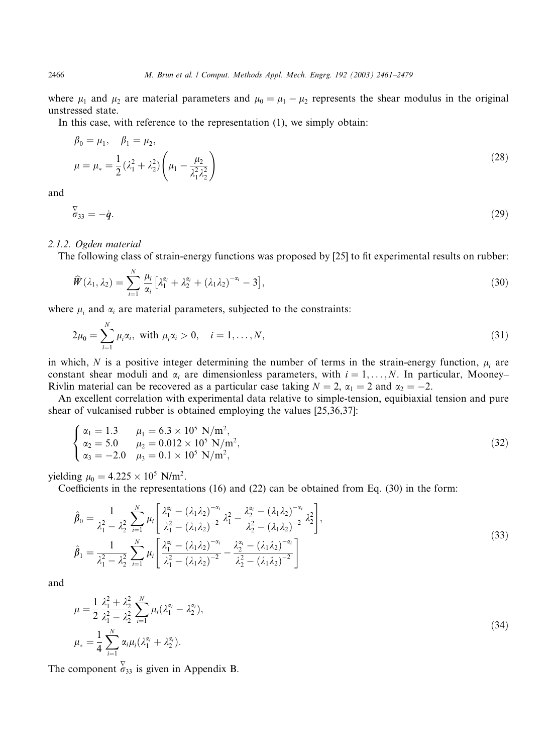where $\mu_1$ and $\mu_2$ are material parameters and $\mu_0 = \mu_1 - \mu_2$ represents the shear modulus in the original unstressed state.

In this case, with reference to the representation (1), we simply obtain:

$$
\begin{aligned}
&\beta_0 = \mu_1, \quad \beta_1 = \mu_2, \\
&\mu = \mu_* = \frac{1}{2}(\lambda_1^2 + \lambda_2^2)\left(\mu_1 - \frac{\mu_2}{\lambda_1^2 \lambda_2^2}\right)
\end{aligned}
\tag{28}
$$

and

$$
\overset{\nabla}{\sigma}_{33} = -\dot{q}. \tag{29}
$$

#### 2.1.2. Ogden material

The following class of strain-energy functions was proposed by [25] to fit experimental results on rubber:

$$
\widehat{W}(\lambda_1, \lambda_2) = \sum_{i=1}^{N} \frac{\mu_i}{\alpha_i}\left[\lambda_1^{\alpha_i} + \lambda_2^{\alpha_i} + (\lambda_1 \lambda_2)^{-\alpha_i} - 3\right], \tag{30}
$$

where $\mu_i$ and $\alpha_i$ are material parameters, subjected to the constraints:

$$
2\mu_0 = \sum_{i=1}^{N} \mu_i \alpha_i, \text{ with } \mu_i \alpha_i > 0, \quad i = 1, \ldots, N, \tag{31}
$$

in which, $N$ is a positive integer determining the number of terms in the strain-energy function, $\mu_i$ are constant shear moduli and $\alpha_i$ are dimensionless parameters, with $i = 1, \ldots, N$. In particular, Mooney–Rivlin material can be recovered as a particular case taking $N = 2$, $\alpha_1 = 2$ and $\alpha_2 = -2$.

An excellent correlation with experimental data relative to simple-tension, equibiaxial tension and pure shear of vulcanised rubber is obtained employing the values [25,36,37]:

$$
\begin{cases}
\alpha_1 = 1.3 & \mu_1 = 6.3 \times 10^5 \text{ N/m}^2, \\
\alpha_2 = 5.0 & \mu_2 = 0.012 \times 10^5 \text{ N/m}^2, \\
\alpha_3 = -2.0 & \mu_3 = 0.1 \times 10^5 \text{ N/m}^2,
\end{cases}
\tag{32}
$$

yielding $\mu_0 = 4.225 \times 10^5$ N/m$^2$.

Coefficients in the representations (16) and (22) can be obtained from Eq. (30) in the form:

$$
\begin{aligned}
&\hat{\beta}_0 = \frac{1}{\lambda_1^2 - \lambda_2^2} \sum_{i=1}^{N} \mu_i \left[\frac{\lambda_1^{\alpha_i} - (\lambda_1\lambda_2)^{-\alpha_i}}{\lambda_1^2 - (\lambda_1\lambda_2)^{-2}} \lambda_1^2 - \frac{\lambda_2^{\alpha_i} - (\lambda_1\lambda_2)^{-\alpha_i}}{\lambda_2^2 - (\lambda_1\lambda_2)^{-2}} \lambda_2^2\right], \\
&\hat{\beta}_1 = \frac{1}{\lambda_1^2 - \lambda_2^2} \sum_{i=1}^{N} \mu_i \left[\frac{\lambda_1^{\alpha_i} - (\lambda_1\lambda_2)^{-\alpha_i}}{\lambda_1^2 - (\lambda_1\lambda_2)^{-2}} - \frac{\lambda_2^{\alpha_i} - (\lambda_1\lambda_2)^{-\alpha_i}}{\lambda_2^2 - (\lambda_1\lambda_2)^{-2}}\right]
\end{aligned}
\tag{33}
$$

and

$$
\begin{aligned}
&\mu = \frac{1}{2} \frac{\lambda_1^2 + \lambda_2^2}{\lambda_1^2 - \lambda_2^2} \sum_{i=1}^{N} \mu_i (\lambda_1^{\alpha_i} - \lambda_2^{\alpha_i}), \\
&\mu_* = \frac{1}{4} \sum_{i=1}^{N} \alpha_i \mu_i (\lambda_1^{\alpha_i} + \lambda_2^{\alpha_i}).
\end{aligned}
\tag{34}
$$

The component $\overset{\nabla}{\sigma}_{33}$ is given in Appendix B.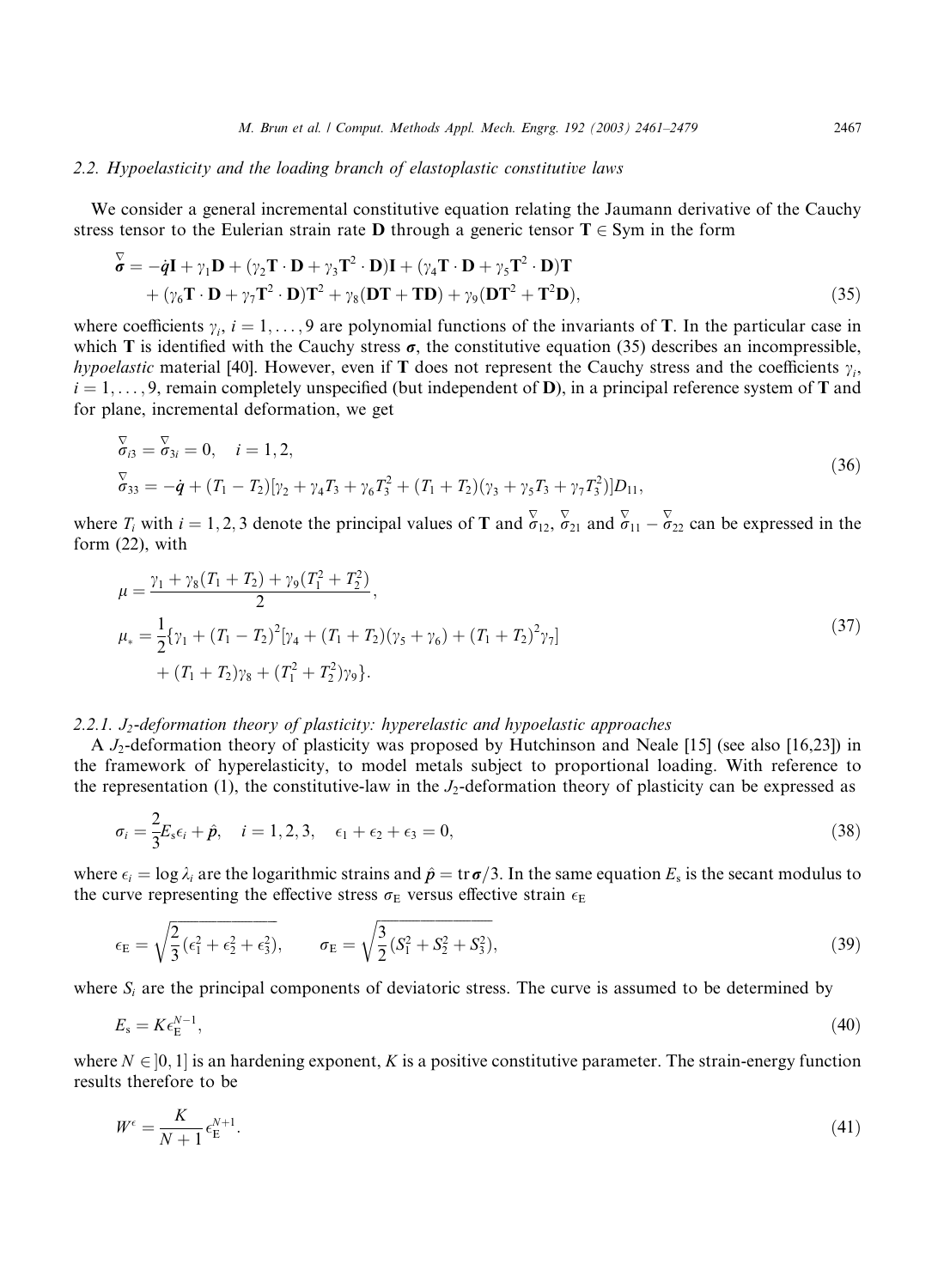### 2.2. Hypoelasticity and the loading branch of elastoplastic constitutive laws

We consider a general incremental constitutive equation relating the Jaumann derivative of the Cauchy stress tensor to the Eulerian strain rate $\mathbf{D}$ through a generic tensor $\mathbf{T} \in \text{Sym}$ in the form

$$
\begin{aligned}
\overset{\nabla}{\boldsymbol{\sigma}} = & -\dot{q}\mathbf{I} + \gamma_1 \mathbf{D} + (\gamma_2 \mathbf{T} \cdot \mathbf{D} + \gamma_3 \mathbf{T}^2 \cdot \mathbf{D})\mathbf{I} + (\gamma_4 \mathbf{T} \cdot \mathbf{D} + \gamma_5 \mathbf{T}^2 \cdot \mathbf{D})\mathbf{T} \\
& + (\gamma_6 \mathbf{T} \cdot \mathbf{D} + \gamma_7 \mathbf{T}^2 \cdot \mathbf{D})\mathbf{T}^2 + \gamma_8(\mathbf{DT} + \mathbf{TD}) + \gamma_9(\mathbf{DT}^2 + \mathbf{T}^2\mathbf{D}),
\end{aligned}
\tag{35}
$$

where coefficients $\gamma_i$, $i = 1, \ldots, 9$ are polynomial functions of the invariants of $\mathbf{T}$. In the particular case in which $\mathbf{T}$ is identified with the Cauchy stress $\boldsymbol{\sigma}$, the constitutive equation (35) describes an incompressible, *hypoelastic* material [40]. However, even if $\mathbf{T}$ does not represent the Cauchy stress and the coefficients $\gamma_i$, $i = 1, \ldots, 9$, remain completely unspecified (but independent of $\mathbf{D}$), in a principal reference system of $\mathbf{T}$ and for plane, incremental deformation, we get

$$
\begin{aligned}
& \overset{\nabla}{\sigma}_{i3} = \overset{\nabla}{\sigma}_{3i} = 0, \quad i = 1, 2, \\
& \overset{\nabla}{\sigma}_{33} = -\dot{q} + (T_1 - T_2)[\gamma_2 + \gamma_4 T_3 + \gamma_6 T_3^2 + (T_1 + T_2)(\gamma_3 + \gamma_5 T_3 + \gamma_7 T_3^2)]D_{11},
\end{aligned}
\tag{36}
$$

where $T_i$ with $i = 1, 2, 3$ denote the principal values of $\mathbf{T}$ and $\overset{\nabla}{\sigma}_{12}$, $\overset{\nabla}{\sigma}_{21}$ and $\overset{\nabla}{\sigma}_{11} - \overset{\nabla}{\sigma}_{22}$ can be expressed in the form (22), with

$$
\begin{aligned}
\mu = & \frac{\gamma_1 + \gamma_8(T_1 + T_2) + \gamma_9(T_1^2 + T_2^2)}{2}, \\
\mu_* = & \frac{1}{2}\{\gamma_1 + (T_1 - T_2)^2[\gamma_4 + (T_1 + T_2)(\gamma_5 + \gamma_6) + (T_1 + T_2)^2\gamma_7] \\
& + (T_1 + T_2)\gamma_8 + (T_1^2 + T_2^2)\gamma_9\}.
\end{aligned}
\tag{37}
$$

#### 2.2.1. $J_2$-deformation theory of plasticity: hyperelastic and hypoelastic approaches

A $J_2$-deformation theory of plasticity was proposed by Hutchinson and Neale [15] (see also [16,23]) in the framework of hyperelasticity, to model metals subject to proportional loading. With reference to the representation (1), the constitutive-law in the $J_2$-deformation theory of plasticity can be expressed as

$$
\sigma_i = \frac{2}{3}E_s \epsilon_i + \hat{p}, \quad i = 1, 2, 3, \quad \epsilon_1 + \epsilon_2 + \epsilon_3 = 0,
\tag{38}
$$

where $\epsilon_i = \log \lambda_i$ are the logarithmic strains and $\hat{p} = \text{tr}\,\boldsymbol{\sigma}/3$. In the same equation $E_s$ is the secant modulus to the curve representing the effective stress $\sigma_E$ versus effective strain $\epsilon_E$

$$
\epsilon_E = \sqrt{\frac{2}{3}(\epsilon_1^2 + \epsilon_2^2 + \epsilon_3^2)}, \qquad \sigma_E = \sqrt{\frac{3}{2}(S_1^2 + S_2^2 + S_3^2)},
\tag{39}
$$

where $S_i$ are the principal components of deviatoric stress. The curve is assumed to be determined by

$$
E_s = K\epsilon_E^{N-1},
\tag{40}
$$

where $N \in ]0, 1]$ is an hardening exponent, $K$ is a positive constitutive parameter. The strain-energy function results therefore to be

$$
W^\epsilon = \frac{K}{N+1}\epsilon_E^{N+1}.
\tag{41}
$$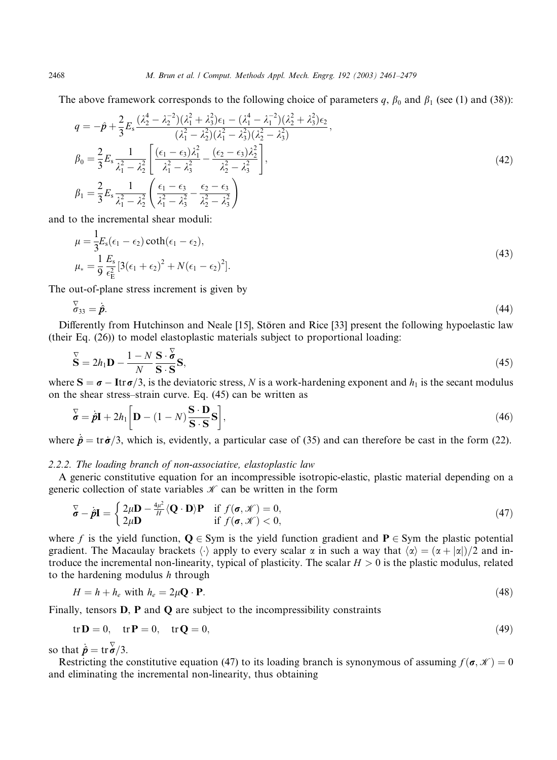The above framework corresponds to the following choice of parameters $q$, $\beta_0$ and $\beta_1$ (see (1) and (38)):

$$
\begin{aligned}
q &= -\hat{p} + \frac{2}{3}E_{\mathrm{s}}\frac{(\lambda_2^4 - \lambda_2^{-2})(\lambda_1^2 + \lambda_3^2)\epsilon_1 - (\lambda_1^4 - \lambda_1^{-2})(\lambda_2^2 + \lambda_3^2)\epsilon_2}{(\lambda_1^2 - \lambda_2^2)(\lambda_1^2 - \lambda_3^2)(\lambda_2^2 - \lambda_3^2)}, \\
\beta_0 &= \frac{2}{3}E_{\mathrm{s}}\frac{1}{\lambda_1^2 - \lambda_2^2}\left[\frac{(\epsilon_1 - \epsilon_3)\lambda_1^2}{\lambda_1^2 - \lambda_3^2} - \frac{(\epsilon_2 - \epsilon_3)\lambda_2^2}{\lambda_2^2 - \lambda_3^2}\right], \\
\beta_1 &= \frac{2}{3}E_{\mathrm{s}}\frac{1}{\lambda_1^2 - \lambda_2^2}\left(\frac{\epsilon_1 - \epsilon_3}{\lambda_1^2 - \lambda_3^2} - \frac{\epsilon_2 - \epsilon_3}{\lambda_2^2 - \lambda_3^2}\right)
\end{aligned}
\tag{42}
$$

and to the incremental shear moduli:

$$
\begin{aligned}
\mu &= \frac{1}{3}E_{\mathrm{s}}(\epsilon_1 - \epsilon_2)\coth(\epsilon_1 - \epsilon_2), \\
\mu_* &= \frac{1}{9}\frac{E_{\mathrm{s}}}{\epsilon_{\mathrm{E}}^2}\left[3(\epsilon_1 + \epsilon_2)^2 + N(\epsilon_1 - \epsilon_2)^2\right].
\end{aligned}
\tag{43}
$$

The out-of-plane stress increment is given by

$$
\overset{\nabla}{\sigma}_{33} = \dot{\hat{p}}. \tag{44}
$$

Differently from Hutchinson and Neale [15], Stören and Rice [33] present the following hypoelastic law (their Eq. (26)) to model elastoplastic materials subject to proportional loading:

$$
\overset{\nabla}{\mathbf{S}} = 2h_1\mathbf{D} - \frac{1-N}{N}\frac{\mathbf{S}\cdot\overset{\nabla}{\boldsymbol{\sigma}}}{\mathbf{S}\cdot\mathbf{S}}\mathbf{S}, \tag{45}
$$

where $\mathbf{S} = \boldsymbol{\sigma} - \mathbf{I}\operatorname{tr}\boldsymbol{\sigma}/3$, is the deviatoric stress, $N$ is a work-hardening exponent and $h_1$ is the secant modulus on the shear stress–strain curve. Eq. (45) can be written as

$$
\overset{\nabla}{\boldsymbol{\sigma}} = \dot{\hat{p}}\mathbf{I} + 2h_1\left[\mathbf{D} - (1-N)\frac{\mathbf{S}\cdot\mathbf{D}}{\mathbf{S}\cdot\mathbf{S}}\mathbf{S}\right], \tag{46}
$$

where $\dot{\hat{p}} = \operatorname{tr}\dot{\boldsymbol{\sigma}}/3$, which is, evidently, a particular case of (35) and can therefore be cast in the form (22).

### 2.2.2. The loading branch of non-associative, elastoplastic law

A generic constitutive equation for an incompressible isotropic-elastic, plastic material depending on a generic collection of state variables $\mathscr{K}$ can be written in the form

$$
\overset{\nabla}{\boldsymbol{\sigma}} - \dot{\hat{p}}\mathbf{I} = \begin{cases} 2\mu\mathbf{D} - \frac{4\mu^2}{H}\langle\mathbf{Q}\cdot\mathbf{D}\rangle\mathbf{P} & \text{if } f(\boldsymbol{\sigma},\mathscr{K}) = 0, \\ 2\mu\mathbf{D} & \text{if } f(\boldsymbol{\sigma},\mathscr{K}) < 0, \end{cases} \tag{47}
$$

where $f$ is the yield function, $\mathbf{Q} \in \mathrm{Sym}$ is the yield function gradient and $\mathbf{P} \in \mathrm{Sym}$ the plastic potential gradient. The Macaulay brackets $\langle\cdot\rangle$ apply to every scalar $\alpha$ in such a way that $\langle\alpha\rangle = (\alpha + |\alpha|)/2$ and introduce the incremental non-linearity, typical of plasticity. The scalar $H > 0$ is the plastic modulus, related to the hardening modulus $h$ through

$$
H = h + h_e \text{ with } h_e = 2\mu\mathbf{Q}\cdot\mathbf{P}. \tag{48}
$$

Finally, tensors $\mathbf{D}$, $\mathbf{P}$ and $\mathbf{Q}$ are subject to the incompressibility constraints

$$
\operatorname{tr}\mathbf{D} = 0, \quad \operatorname{tr}\mathbf{P} = 0, \quad \operatorname{tr}\mathbf{Q} = 0, \tag{49}
$$

so that $\dot{\hat{p}} = \operatorname{tr}\overset{\nabla}{\boldsymbol{\sigma}}/3$.

Restricting the constitutive equation (47) to its loading branch is synonymous of assuming $f(\boldsymbol{\sigma},\mathscr{K}) = 0$ and eliminating the incremental non-linearity, thus obtaining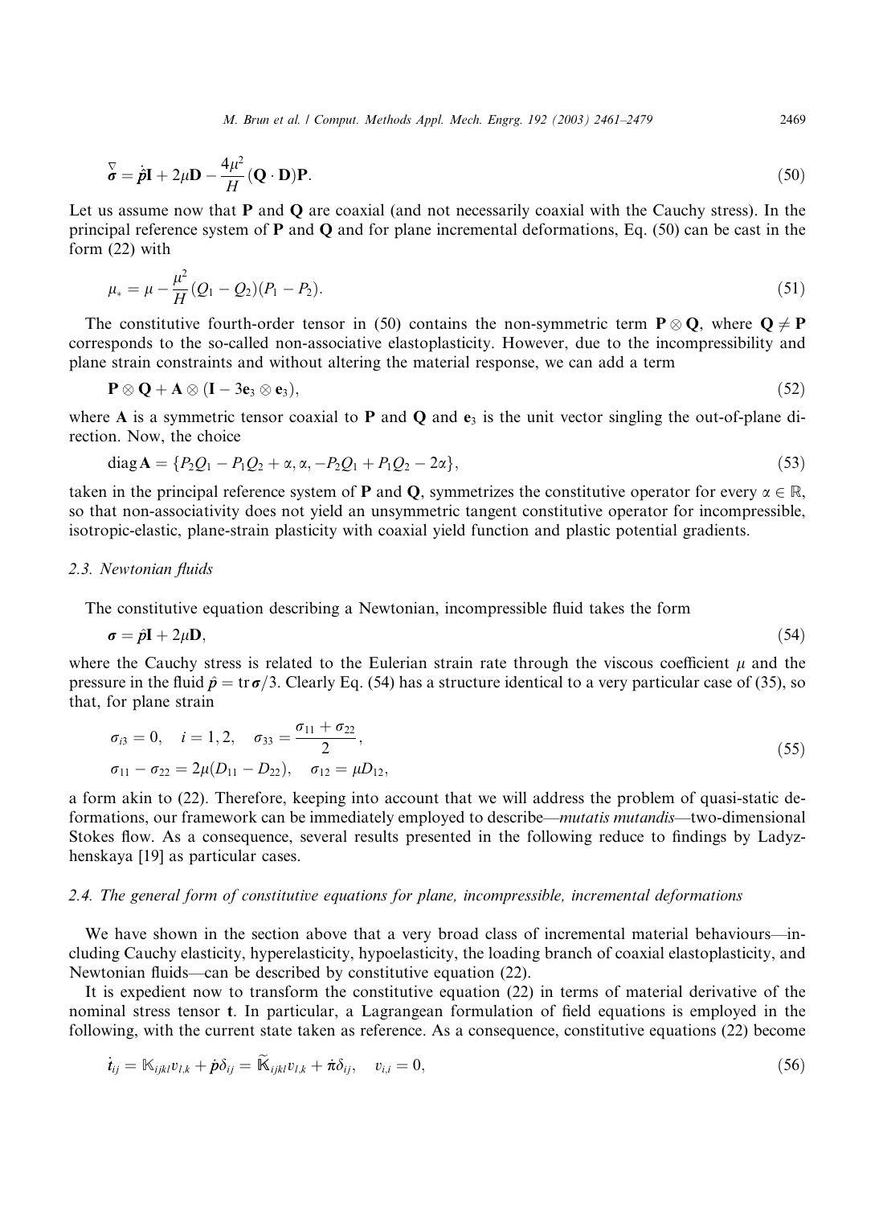$$\overset{\nabla}{\boldsymbol{\sigma}} = \dot{\hat{p}}\mathbf{I} + 2\mu\mathbf{D} - \frac{4\mu^2}{H}(\mathbf{Q}\cdot\mathbf{D})\mathbf{P}. \tag{50}$$

Let us assume now that $\mathbf{P}$ and $\mathbf{Q}$ are coaxial (and not necessarily coaxial with the Cauchy stress). In the principal reference system of $\mathbf{P}$ and $\mathbf{Q}$ and for plane incremental deformations, Eq. (50) can be cast in the form (22) with

$$\mu_* = \mu - \frac{\mu^2}{H}(Q_1 - Q_2)(P_1 - P_2). \tag{51}$$

The constitutive fourth-order tensor in (50) contains the non-symmetric term $\mathbf{P}\otimes\mathbf{Q}$, where $\mathbf{Q}\neq\mathbf{P}$ corresponds to the so-called non-associative elastoplasticity. However, due to the incompressibility and plane strain constraints and without altering the material response, we can add a term

$$\mathbf{P}\otimes\mathbf{Q} + \mathbf{A}\otimes(\mathbf{I} - 3\mathbf{e}_3\otimes\mathbf{e}_3), \tag{52}$$

where $\mathbf{A}$ is a symmetric tensor coaxial to $\mathbf{P}$ and $\mathbf{Q}$ and $\mathbf{e}_3$ is the unit vector singling the out-of-plane direction. Now, the choice

$$\operatorname{diag}\mathbf{A} = \{P_2Q_1 - P_1Q_2 + \alpha, \alpha, -P_2Q_1 + P_1Q_2 - 2\alpha\}, \tag{53}$$

taken in the principal reference system of $\mathbf{P}$ and $\mathbf{Q}$, symmetrizes the constitutive operator for every $\alpha\in\mathbb{R}$, so that non-associativity does not yield an unsymmetric tangent constitutive operator for incompressible, isotropic-elastic, plane-strain plasticity with coaxial yield function and plastic potential gradients.

### 2.3. Newtonian fluids

The constitutive equation describing a Newtonian, incompressible fluid takes the form

$$\boldsymbol{\sigma} = \hat{p}\mathbf{I} + 2\mu\mathbf{D}, \tag{54}$$

where the Cauchy stress is related to the Eulerian strain rate through the viscous coefficient $\mu$ and the pressure in the fluid $\hat{p} = \operatorname{tr}\boldsymbol{\sigma}/3$. Clearly Eq. (54) has a structure identical to a very particular case of (35), so that, for plane strain

$$\begin{aligned} &\sigma_{i3} = 0, \quad i = 1,2, \quad \sigma_{33} = \frac{\sigma_{11}+\sigma_{22}}{2}, \\ &\sigma_{11} - \sigma_{22} = 2\mu(D_{11} - D_{22}), \quad \sigma_{12} = \mu D_{12}, \end{aligned} \tag{55}$$

a form akin to (22). Therefore, keeping into account that we will address the problem of quasi-static deformations, our framework can be immediately employed to describe—*mutatis mutandis*—two-dimensional Stokes flow. As a consequence, several results presented in the following reduce to findings by Ladyzhenskaya [19] as particular cases.

### 2.4. The general form of constitutive equations for plane, incompressible, incremental deformations

We have shown in the section above that a very broad class of incremental material behaviours—including Cauchy elasticity, hyperelasticity, hypoelasticity, the loading branch of coaxial elastoplasticity, and Newtonian fluids—can be described by constitutive equation (22).

It is expedient now to transform the constitutive equation (22) in terms of material derivative of the nominal stress tensor $\mathbf{t}$. In particular, a Lagrangean formulation of field equations is employed in the following, with the current state taken as reference. As a consequence, constitutive equations (22) become

$$\dot{t}_{ij} = \mathbb{K}_{ijkl}v_{l,k} + \dot{p}\delta_{ij} = \widetilde{\mathbb{K}}_{ijkl}v_{l,k} + \dot{\pi}\delta_{ij}, \quad v_{i,i} = 0, \tag{56}$$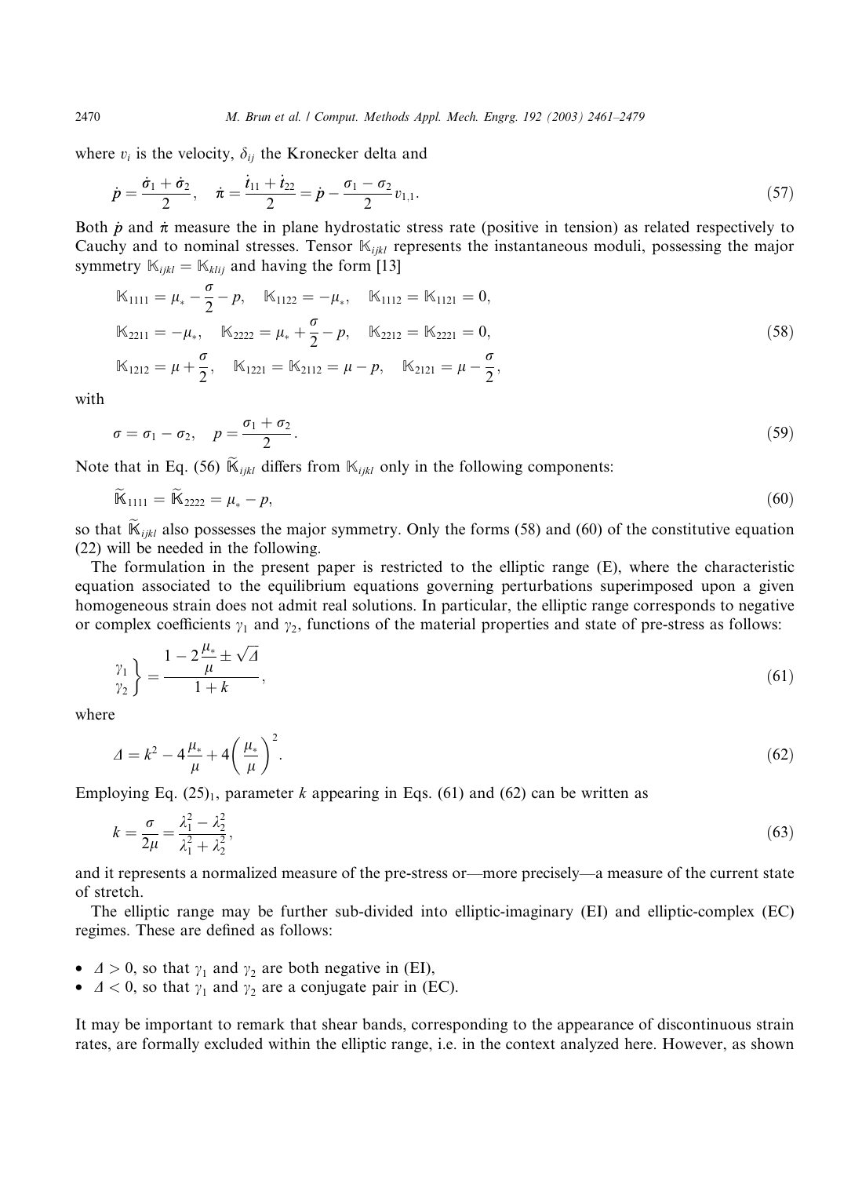where $v_i$ is the velocity, $\delta_{ij}$ the Kronecker delta and

$$\dot{p} = \frac{\dot{\sigma}_1 + \dot{\sigma}_2}{2}, \quad \dot{\pi} = \frac{\dot{t}_{11} + \dot{t}_{22}}{2} = \dot{p} - \frac{\sigma_1 - \sigma_2}{2} v_{1,1}. \tag{57}$$

Both $\dot{p}$ and $\dot{\pi}$ measure the in plane hydrostatic stress rate (positive in tension) as related respectively to Cauchy and to nominal stresses. Tensor $\mathbb{K}_{ijkl}$ represents the instantaneous moduli, possessing the major symmetry $\mathbb{K}_{ijkl} = \mathbb{K}_{klij}$ and having the form [13]

$$\begin{aligned}
&\mathbb{K}_{1111} = \mu_* - \frac{\sigma}{2} - p, \quad \mathbb{K}_{1122} = -\mu_*, \quad \mathbb{K}_{1112} = \mathbb{K}_{1121} = 0, \\
&\mathbb{K}_{2211} = -\mu_*, \quad \mathbb{K}_{2222} = \mu_* + \frac{\sigma}{2} - p, \quad \mathbb{K}_{2212} = \mathbb{K}_{2221} = 0, \\
&\mathbb{K}_{1212} = \mu + \frac{\sigma}{2}, \quad \mathbb{K}_{1221} = \mathbb{K}_{2112} = \mu - p, \quad \mathbb{K}_{2121} = \mu - \frac{\sigma}{2},
\end{aligned} \tag{58}$$

with

$$\sigma = \sigma_1 - \sigma_2, \quad p = \frac{\sigma_1 + \sigma_2}{2}. \tag{59}$$

Note that in Eq. (56) $\widetilde{\mathbb{K}}_{ijkl}$ differs from $\mathbb{K}_{ijkl}$ only in the following components:

$$\widetilde{\mathbb{K}}_{1111} = \widetilde{\mathbb{K}}_{2222} = \mu_* - p, \tag{60}$$

so that $\widetilde{\mathbb{K}}_{ijkl}$ also possesses the major symmetry. Only the forms (58) and (60) of the constitutive equation (22) will be needed in the following.

The formulation in the present paper is restricted to the elliptic range (E), where the characteristic equation associated to the equilibrium equations governing perturbations superimposed upon a given homogeneous strain does not admit real solutions. In particular, the elliptic range corresponds to negative or complex coefficients $\gamma_1$ and $\gamma_2$, functions of the material properties and state of pre-stress as follows:

$$\left.\begin{matrix}\gamma_1 \\ \gamma_2\end{matrix}\right\} = \frac{1 - 2\dfrac{\mu_*}{\mu} \pm \sqrt{\Delta}}{1 + k}, \tag{61}$$

where

$$\Delta = k^2 - 4\frac{\mu_*}{\mu} + 4\left(\frac{\mu_*}{\mu}\right)^2. \tag{62}$$

Employing Eq. $(25)_1$, parameter $k$ appearing in Eqs. (61) and (62) can be written as

$$k = \frac{\sigma}{2\mu} = \frac{\lambda_1^2 - \lambda_2^2}{\lambda_1^2 + \lambda_2^2}, \tag{63}$$

and it represents a normalized measure of the pre-stress or—more precisely—a measure of the current state of stretch.

The elliptic range may be further sub-divided into elliptic-imaginary (EI) and elliptic-complex (EC) regimes. These are defined as follows:

- $\Delta > 0$, so that $\gamma_1$ and $\gamma_2$ are both negative in (EI),
- $\Delta < 0$, so that $\gamma_1$ and $\gamma_2$ are a conjugate pair in (EC).

It may be important to remark that shear bands, corresponding to the appearance of discontinuous strain rates, are formally excluded within the elliptic range, i.e. in the context analyzed here. However, as shown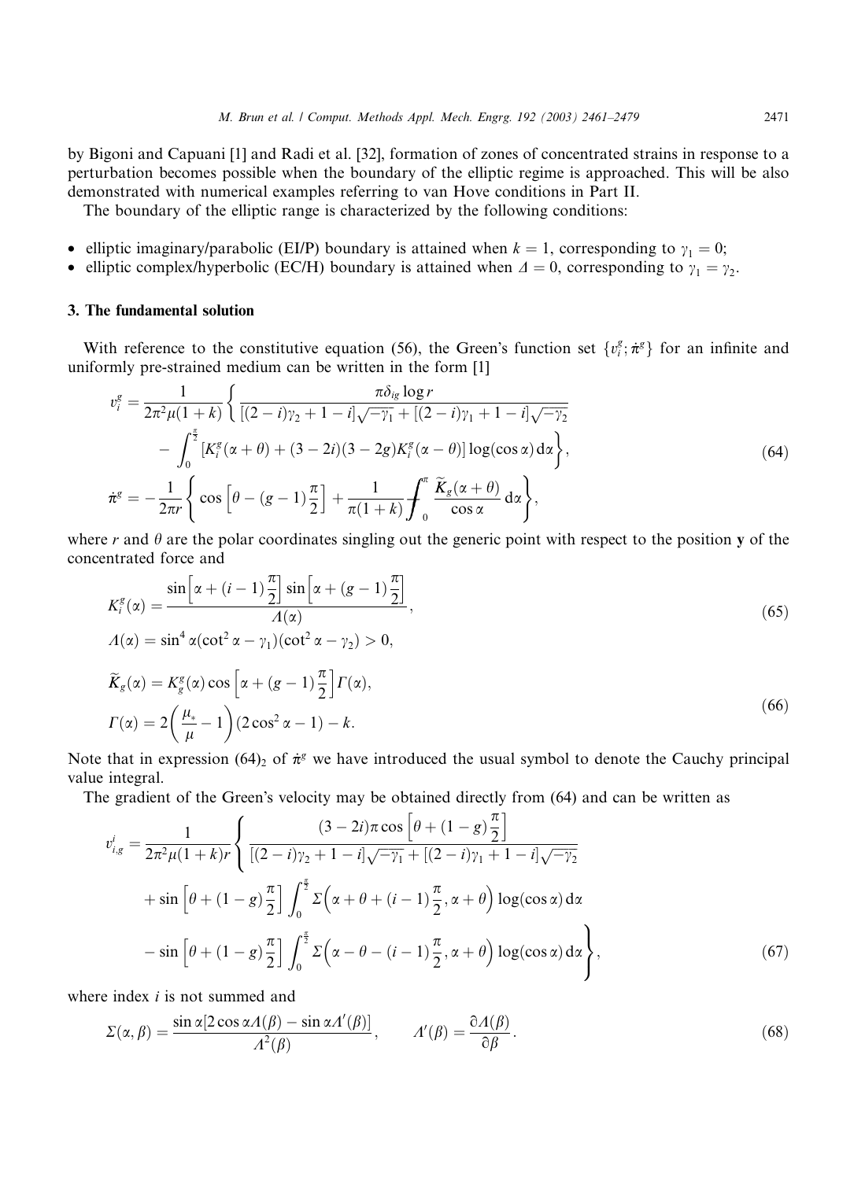by Bigoni and Capuani [1] and Radi et al. [32], formation of zones of concentrated strains in response to a perturbation becomes possible when the boundary of the elliptic regime is approached. This will be also demonstrated with numerical examples referring to van Hove conditions in Part II.

The boundary of the elliptic range is characterized by the following conditions:

- elliptic imaginary/parabolic (EI/P) boundary is attained when $k = 1$, corresponding to $\gamma_1 = 0$;
- elliptic complex/hyperbolic (EC/H) boundary is attained when $\Delta = 0$, corresponding to $\gamma_1 = \gamma_2$.

## 3. The fundamental solution

With reference to the constitutive equation (56), the Green's function set $\{v_i^g; \dot{\pi}^g\}$ for an infinite and uniformly pre-strained medium can be written in the form [1]

$$
\begin{aligned}
v_i^g &= \frac{1}{2\pi^2\mu(1+k)}\left\{ \frac{\pi\delta_{ig}\log r}{[(2-i)\gamma_2 + 1 - i]\sqrt{-\gamma_1} + [(2-i)\gamma_1 + 1 - i]\sqrt{-\gamma_2}} \right. \\
&\quad \left. - \int_0^{\frac{\pi}{2}} [K_i^g(\alpha+\theta) + (3-2i)(3-2g)K_i^g(\alpha-\theta)]\log(\cos\alpha)\,\mathrm{d}\alpha \right\}, \\
\dot{\pi}^g &= -\frac{1}{2\pi r}\left\{ \cos\left[\theta - (g-1)\frac{\pi}{2}\right] + \frac{1}{\pi(1+k)} ⨍_0^{\pi} \frac{\widetilde{K}_g(\alpha+\theta)}{\cos\alpha}\,\mathrm{d}\alpha \right\},
\end{aligned}
\tag{64}
$$

where $r$ and $\theta$ are the polar coordinates singling out the generic point with respect to the position $\mathbf{y}$ of the concentrated force and

$$
\begin{aligned}
K_i^g(\alpha) &= \frac{\sin\left[\alpha + (i-1)\frac{\pi}{2}\right]\sin\left[\alpha + (g-1)\frac{\pi}{2}\right]}{\Lambda(\alpha)}, \\
\Lambda(\alpha) &= \sin^4\alpha(\cot^2\alpha - \gamma_1)(\cot^2\alpha - \gamma_2) > 0,
\end{aligned}
\tag{65}
$$

$$
\begin{aligned}
\widetilde{K}_g(\alpha) &= K_g^g(\alpha)\cos\left[\alpha + (g-1)\frac{\pi}{2}\right]\Gamma(\alpha), \\
\Gamma(\alpha) &= 2\left(\frac{\mu_*}{\mu} - 1\right)(2\cos^2\alpha - 1) - k.
\end{aligned}
\tag{66}
$$

Note that in expression $(64)_2$ of $\dot{\pi}^g$ we have introduced the usual symbol to denote the Cauchy principal value integral.

The gradient of the Green's velocity may be obtained directly from (64) and can be written as

$$
\begin{aligned}
v_{i,g}^i &= \frac{1}{2\pi^2\mu(1+k)r}\left\{ \frac{(3-2i)\pi\cos\left[\theta + (1-g)\frac{\pi}{2}\right]}{[(2-i)\gamma_2 + 1 - i]\sqrt{-\gamma_1} + [(2-i)\gamma_1 + 1 - i]\sqrt{-\gamma_2}} \right. \\
&\quad + \sin\left[\theta + (1-g)\frac{\pi}{2}\right]\int_0^{\frac{\pi}{2}} \Sigma\left(\alpha + \theta + (i-1)\frac{\pi}{2}, \alpha + \theta\right)\log(\cos\alpha)\,\mathrm{d}\alpha \\
&\quad \left. - \sin\left[\theta + (1-g)\frac{\pi}{2}\right]\int_0^{\frac{\pi}{2}} \Sigma\left(\alpha - \theta - (i-1)\frac{\pi}{2}, \alpha + \theta\right)\log(\cos\alpha)\,\mathrm{d}\alpha \right\},
\end{aligned}
\tag{67}
$$

where index $i$ is not summed and

$$
\Sigma(\alpha,\beta) = \frac{\sin\alpha[2\cos\alpha\Lambda(\beta) - \sin\alpha\Lambda'(\beta)]}{\Lambda^2(\beta)}, \qquad \Lambda'(\beta) = \frac{\partial\Lambda(\beta)}{\partial\beta}.
\tag{68}
$$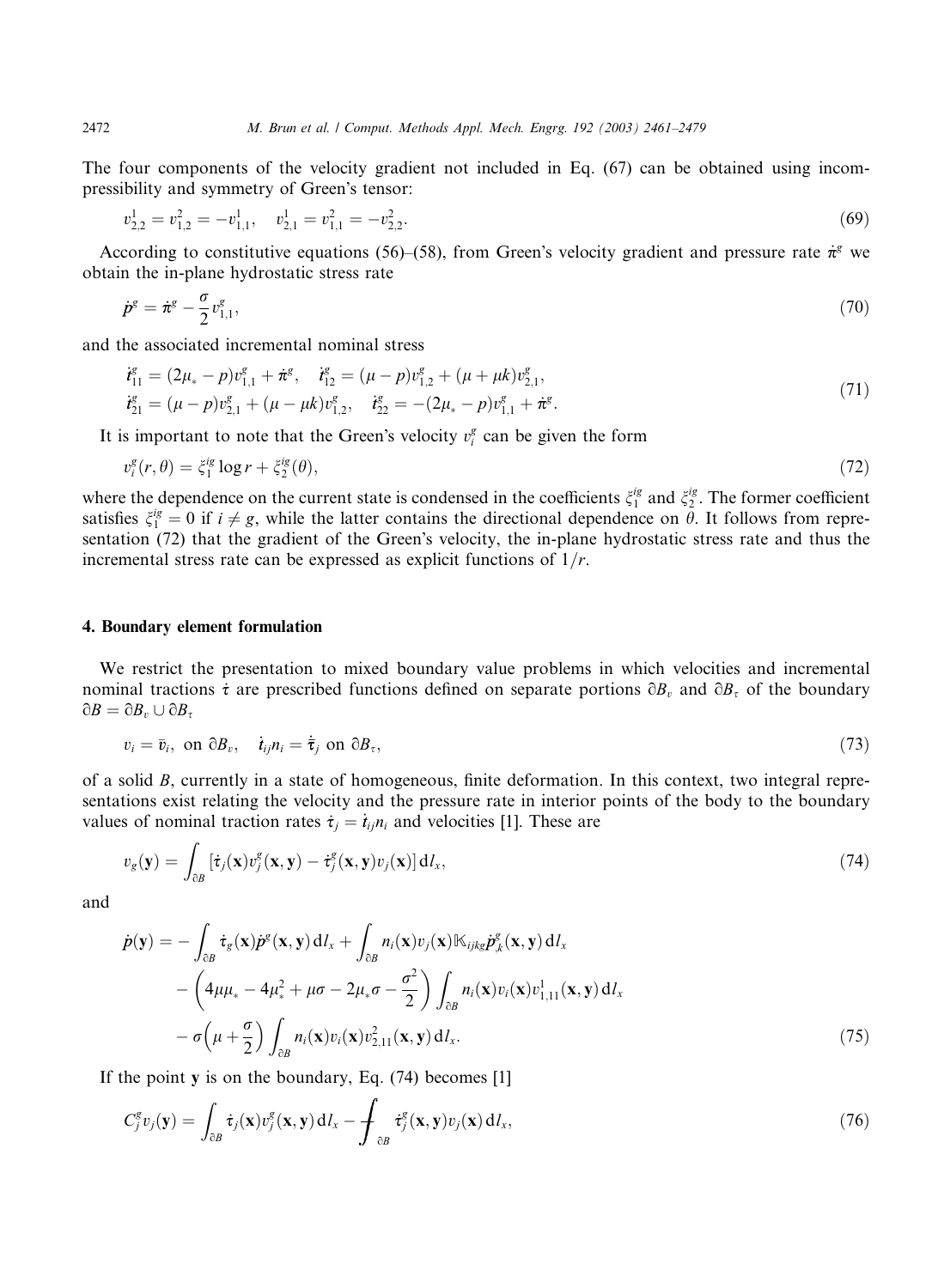The four components of the velocity gradient not included in Eq. (67) can be obtained using incompressibility and symmetry of Green's tensor:

$$v^1_{2,2} = v^2_{1,2} = -v^1_{1,1}, \quad v^1_{2,1} = v^2_{1,1} = -v^2_{2,2}. \tag{69}$$

According to constitutive equations (56)–(58), from Green's velocity gradient and pressure rate $\dot{\pi}^g$ we obtain the in-plane hydrostatic stress rate

$$\dot{p}^g = \dot{\pi}^g - \frac{\sigma}{2} v^g_{1,1}, \tag{70}$$

and the associated incremental nominal stress

$$\begin{aligned} \dot{t}^g_{11} &= (2\mu_* - p)v^g_{1,1} + \dot{\pi}^g, \quad \dot{t}^g_{12} = (\mu - p)v^g_{1,2} + (\mu + \mu k)v^g_{2,1}, \\ \dot{t}^g_{21} &= (\mu - p)v^g_{2,1} + (\mu - \mu k)v^g_{1,2}, \quad \dot{t}^g_{22} = -(2\mu_* - p)v^g_{1,1} + \dot{\pi}^g. \end{aligned} \tag{71}$$

It is important to note that the Green's velocity $v^g_i$ can be given the form

$$v^g_i(r, \theta) = \xi^{ig}_1 \log r + \xi^{ig}_2(\theta), \tag{72}$$

where the dependence on the current state is condensed in the coefficients $\xi^{ig}_1$ and $\xi^{ig}_2$. The former coefficient satisfies $\xi^{ig}_1 = 0$ if $i \neq g$, while the latter contains the directional dependence on $\theta$. It follows from representation (72) that the gradient of the Green's velocity, the in-plane hydrostatic stress rate and thus the incremental stress rate can be expressed as explicit functions of $1/r$.

## 4. Boundary element formulation

We restrict the presentation to mixed boundary value problems in which velocities and incremental nominal tractions $\dot{\tau}$ are prescribed functions defined on separate portions $\partial B_v$ and $\partial B_\tau$ of the boundary $\partial B = \partial B_v \cup \partial B_\tau$

$$v_i = \bar{v}_i, \text{ on } \partial B_v, \quad \dot{t}_{ij} n_i = \dot{\bar{\tau}}_j \text{ on } \partial B_\tau, \tag{73}$$

of a solid $B$, currently in a state of homogeneous, finite deformation. In this context, two integral representations exist relating the velocity and the pressure rate in interior points of the body to the boundary values of nominal traction rates $\dot{\tau}_j = \dot{t}_{ij} n_i$ and velocities [1]. These are

$$v_g(\mathbf{y}) = \int_{\partial B} [\dot{\tau}_j(\mathbf{x}) v^g_j(\mathbf{x}, \mathbf{y}) - \dot{\tau}^g_j(\mathbf{x}, \mathbf{y}) v_j(\mathbf{x})] \, dl_x, \tag{74}$$

and

$$\begin{aligned} \dot{p}(\mathbf{y}) = &- \int_{\partial B} \dot{\tau}_g(\mathbf{x}) \dot{p}^g(\mathbf{x}, \mathbf{y}) \, dl_x + \int_{\partial B} n_i(\mathbf{x}) v_j(\mathbf{x}) \mathbb{K}_{ijkg} \dot{p}^g_{,k}(\mathbf{x}, \mathbf{y}) \, dl_x \\ &- \left(4\mu\mu_* - 4\mu_*^2 + \mu\sigma - 2\mu_*\sigma - \frac{\sigma^2}{2}\right) \int_{\partial B} n_i(\mathbf{x}) v_i(\mathbf{x}) v^1_{1,11}(\mathbf{x}, \mathbf{y}) \, dl_x \\ &- \sigma\left(\mu + \frac{\sigma}{2}\right) \int_{\partial B} n_i(\mathbf{x}) v_i(\mathbf{x}) v^2_{2,11}(\mathbf{x}, \mathbf{y}) \, dl_x. \end{aligned} \tag{75}$$

If the point $\mathbf{y}$ is on the boundary, Eq. (74) becomes [1]

$$C^g_j v_j(\mathbf{y}) = \int_{\partial B} \dot{\tau}_j(\mathbf{x}) v^g_j(\mathbf{x}, \mathbf{y}) \, dl_x - \fint_{\partial B} \dot{\tau}^g_j(\mathbf{x}, \mathbf{y}) v_j(\mathbf{x}) \, dl_x, \tag{76}$$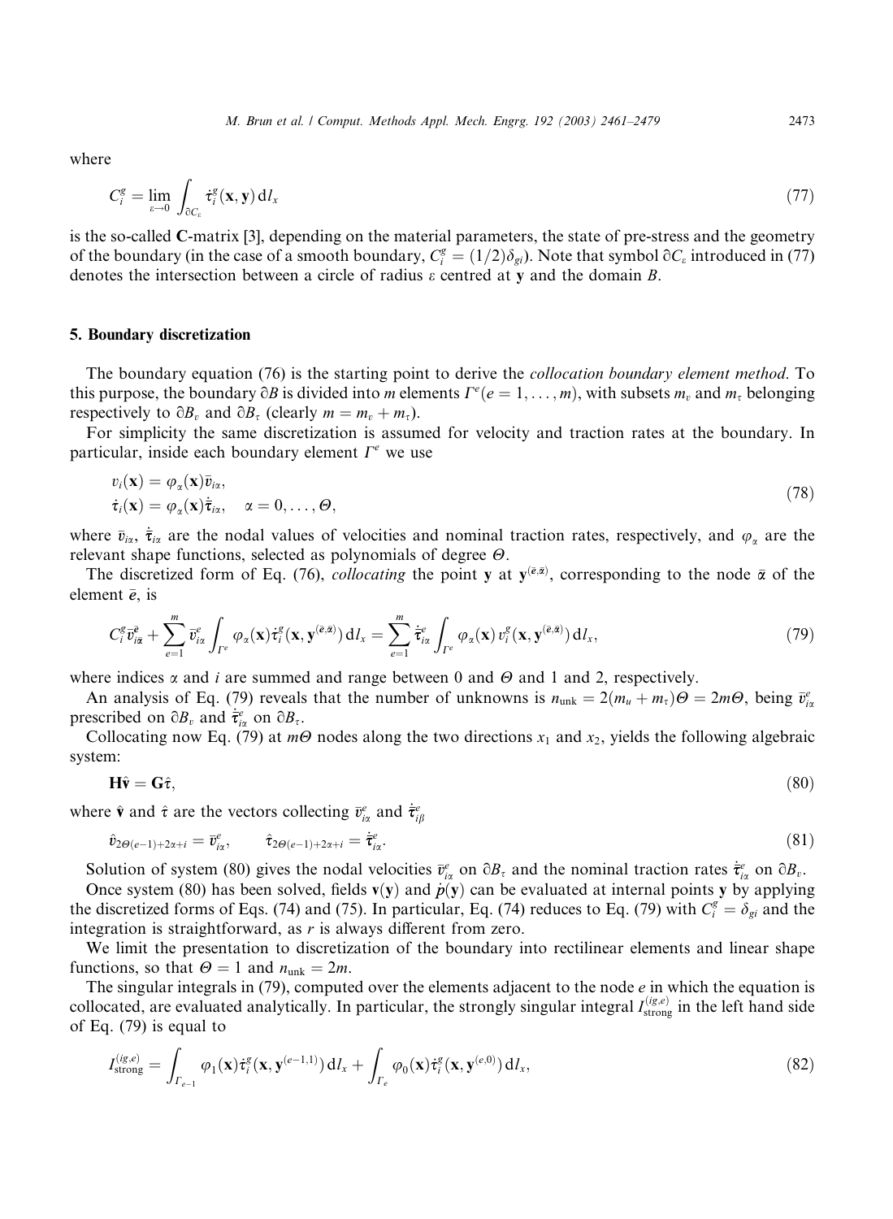where

$$C_i^g = \lim_{\varepsilon \to 0} \int_{\partial C_\varepsilon} \dot{\tau}_i^g(\mathbf{x}, \mathbf{y})\, \mathrm{d}l_x \tag{77}$$

is the so-called **C**-matrix [3], depending on the material parameters, the state of pre-stress and the geometry of the boundary (in the case of a smooth boundary, $C_i^g = (1/2)\delta_{gi}$). Note that symbol $\partial C_\varepsilon$ introduced in (77) denotes the intersection between a circle of radius $\varepsilon$ centred at $\mathbf{y}$ and the domain $B$.

## 5. Boundary discretization

The boundary equation (76) is the starting point to derive the *collocation boundary element method*. To this purpose, the boundary $\partial B$ is divided into $m$ elements $\Gamma^e (e = 1, \ldots, m)$, with subsets $m_v$ and $m_\tau$ belonging respectively to $\partial B_v$ and $\partial B_\tau$ (clearly $m = m_v + m_\tau$).

For simplicity the same discretization is assumed for velocity and traction rates at the boundary. In particular, inside each boundary element $\Gamma^e$ we use

$$\begin{aligned} v_i(\mathbf{x}) &= \varphi_\alpha(\mathbf{x})\bar{v}_{i\alpha}, \\ \dot{\tau}_i(\mathbf{x}) &= \varphi_\alpha(\mathbf{x})\dot{\bar{\tau}}_{i\alpha}, \quad \alpha = 0, \ldots, \Theta, \end{aligned} \tag{78}$$

where $\bar{v}_{i\alpha}$, $\dot{\bar{\tau}}_{i\alpha}$ are the nodal values of velocities and nominal traction rates, respectively, and $\varphi_\alpha$ are the relevant shape functions, selected as polynomials of degree $\Theta$.

The discretized form of Eq. (76), *collocating* the point $\mathbf{y}$ at $\mathbf{y}^{(\bar{e},\bar{\alpha})}$, corresponding to the node $\bar{\alpha}$ of the element $\bar{e}$, is

$$C_i^g \bar{v}_{i\bar{\alpha}}^{\bar{e}} + \sum_{e=1}^{m} \bar{v}_{i\alpha}^e \int_{\Gamma^e} \varphi_\alpha(\mathbf{x}) \dot{\tau}_i^g(\mathbf{x}, \mathbf{y}^{(\bar{e},\bar{\alpha})})\, \mathrm{d}l_x = \sum_{e=1}^{m} \dot{\bar{\tau}}_{i\alpha}^e \int_{\Gamma^e} \varphi_\alpha(\mathbf{x})\, v_i^g(\mathbf{x}, \mathbf{y}^{(\bar{e},\bar{\alpha})})\, \mathrm{d}l_x, \tag{79}$$

where indices $\alpha$ and $i$ are summed and range between 0 and $\Theta$ and 1 and 2, respectively.

An analysis of Eq. (79) reveals that the number of unknowns is $n_{\text{unk}} = 2(m_u + m_\tau)\Theta = 2m\Theta$, being $\bar{v}_{i\alpha}^e$ prescribed on $\partial B_v$ and $\dot{\bar{\tau}}_{i\alpha}^e$ on $\partial B_\tau$.

Collocating now Eq. (79) at $m\Theta$ nodes along the two directions $x_1$ and $x_2$, yields the following algebraic system:

$$\mathbf{H}\hat{\mathbf{v}} = \mathbf{G}\hat{\tau}, \tag{80}$$

where $\hat{\mathbf{v}}$ and $\hat{\tau}$ are the vectors collecting $\bar{v}_{i\alpha}^e$ and $\dot{\bar{\tau}}_{i\beta}^e$

$$\hat{v}_{2\Theta(e-1)+2\alpha+i} = \bar{v}_{i\alpha}^e, \qquad \hat{\tau}_{2\Theta(e-1)+2\alpha+i} = \dot{\bar{\tau}}_{i\alpha}^e. \tag{81}$$

Solution of system (80) gives the nodal velocities $\bar{v}_{i\alpha}^e$ on $\partial B_\tau$ and the nominal traction rates $\dot{\bar{\tau}}_{i\alpha}^e$ on $\partial B_v$.

Once system (80) has been solved, fields $\mathbf{v}(\mathbf{y})$ and $\dot{p}(\mathbf{y})$ can be evaluated at internal points $\mathbf{y}$ by applying the discretized forms of Eqs. (74) and (75). In particular, Eq. (74) reduces to Eq. (79) with $C_i^g = \delta_{gi}$ and the integration is straightforward, as $r$ is always different from zero.

We limit the presentation to discretization of the boundary into rectilinear elements and linear shape functions, so that $\Theta = 1$ and $n_{\text{unk}} = 2m$.

The singular integrals in (79), computed over the elements adjacent to the node $e$ in which the equation is collocated, are evaluated analytically. In particular, the strongly singular integral $I_{\text{strong}}^{(ig,e)}$ in the left hand side of Eq. (79) is equal to

$$I_{\text{strong}}^{(ig,e)} = \int_{\Gamma_{e-1}} \varphi_1(\mathbf{x}) \dot{\tau}_i^g(\mathbf{x}, \mathbf{y}^{(e-1,1)})\, \mathrm{d}l_x + \int_{\Gamma_e} \varphi_0(\mathbf{x}) \dot{\tau}_i^g(\mathbf{x}, \mathbf{y}^{(e,0)})\, \mathrm{d}l_x, \tag{82}$$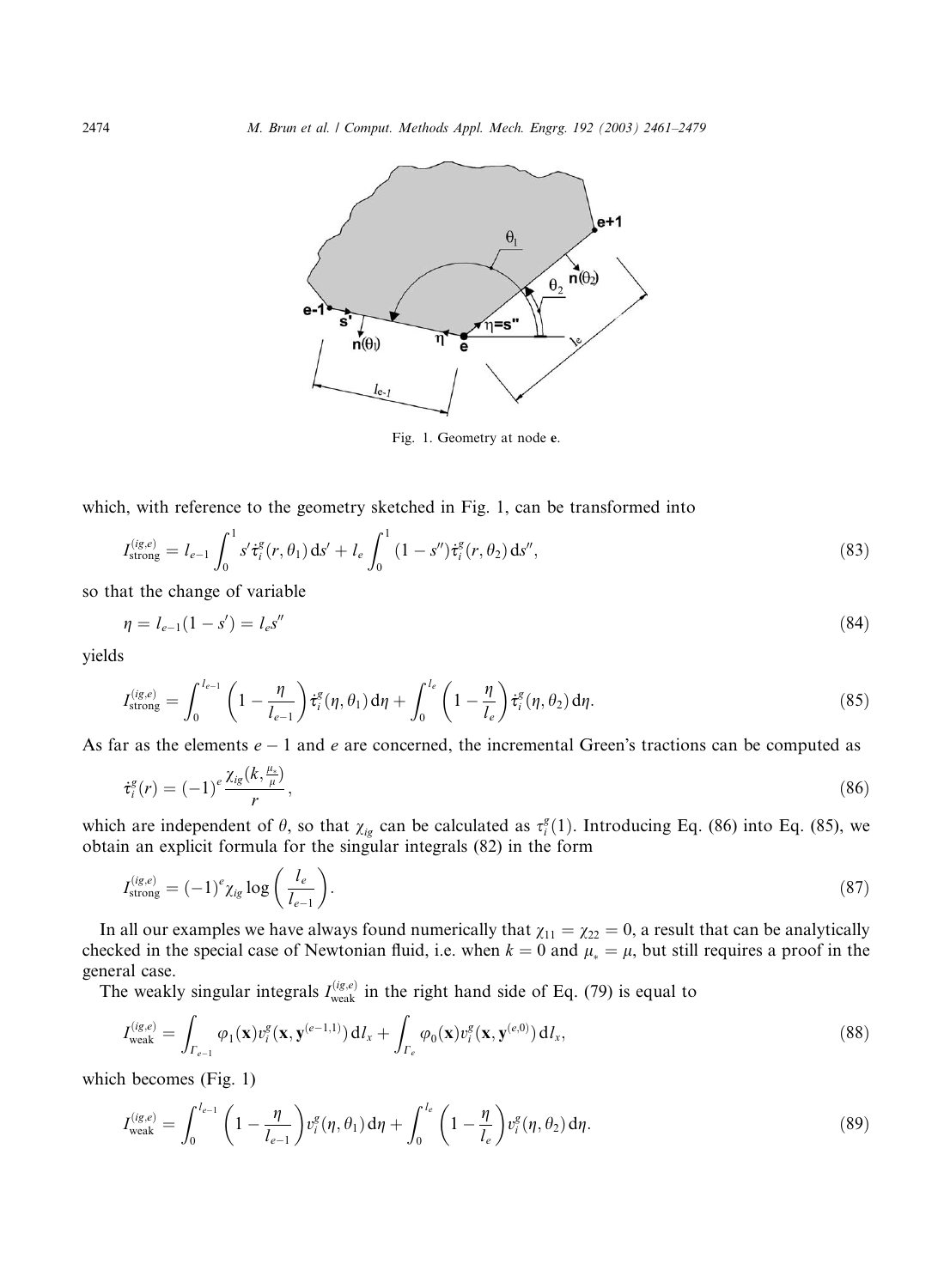Fig. 1. Geometry at node **e**.

which, with reference to the geometry sketched in Fig. 1, can be transformed into

$$I_{\text{strong}}^{(ig,e)} = l_{e-1} \int_0^1 s' \dot{\tau}_i^g(r, \theta_1)\, \mathrm{d}s' + l_e \int_0^1 (1 - s'') \dot{\tau}_i^g(r, \theta_2)\, \mathrm{d}s'', \tag{83}$$

so that the change of variable

$$\eta = l_{e-1}(1 - s') = l_e s'' \tag{84}$$

yields

$$I_{\text{strong}}^{(ig,e)} = \int_0^{l_{e-1}} \left(1 - \frac{\eta}{l_{e-1}}\right) \dot{\tau}_i^g(\eta, \theta_1)\, \mathrm{d}\eta + \int_0^{l_e} \left(1 - \frac{\eta}{l_e}\right) \dot{\tau}_i^g(\eta, \theta_2)\, \mathrm{d}\eta. \tag{85}$$

As far as the elements $e-1$ and $e$ are concerned, the incremental Green's tractions can be computed as

$$\dot{\tau}_i^g(r) = (-1)^e \frac{\chi_{ig}\left(k, \frac{\mu_*}{\mu}\right)}{r}, \tag{86}$$

which are independent of $\theta$, so that $\chi_{ig}$ can be calculated as $\tau_i^g(1)$. Introducing Eq. (86) into Eq. (85), we obtain an explicit formula for the singular integrals (82) in the form

$$I_{\text{strong}}^{(ig,e)} = (-1)^e \chi_{ig} \log\left(\frac{l_e}{l_{e-1}}\right). \tag{87}$$

In all our examples we have always found numerically that $\chi_{11} = \chi_{22} = 0$, a result that can be analytically checked in the special case of Newtonian fluid, i.e. when $k = 0$ and $\mu_* = \mu$, but still requires a proof in the general case.

The weakly singular integrals $I_{\text{weak}}^{(ig,e)}$ in the right hand side of Eq. (79) is equal to

$$I_{\text{weak}}^{(ig,e)} = \int_{\Gamma_{e-1}} \varphi_1(\mathbf{x}) v_i^g(\mathbf{x}, \mathbf{y}^{(e-1,1)})\, \mathrm{d}l_x + \int_{\Gamma_e} \varphi_0(\mathbf{x}) v_i^g(\mathbf{x}, \mathbf{y}^{(e,0)})\, \mathrm{d}l_x, \tag{88}$$

which becomes (Fig. 1)

$$I_{\text{weak}}^{(ig,e)} = \int_0^{l_{e-1}} \left(1 - \frac{\eta}{l_{e-1}}\right) v_i^g(\eta, \theta_1)\, \mathrm{d}\eta + \int_0^{l_e} \left(1 - \frac{\eta}{l_e}\right) v_i^g(\eta, \theta_2)\, \mathrm{d}\eta. \tag{89}$$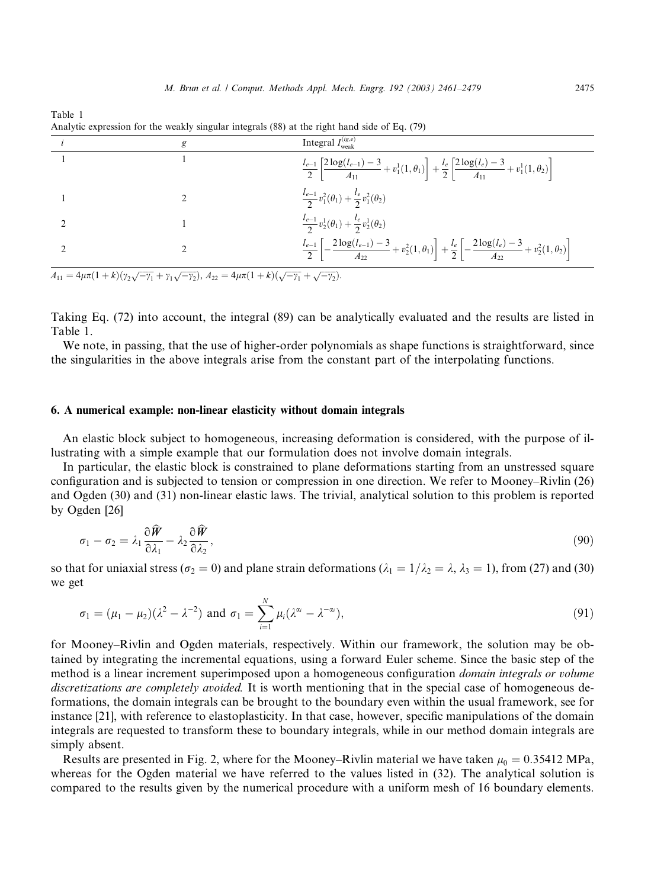Table 1
Analytic expression for the weakly singular integrals (88) at the right hand side of Eq. (79)

| $i$ | $g$ | Integral $I_{\text{weak}}^{(ig,e)}$ |
|---|---|---|
| 1 | 1 | $\frac{l_{e-1}}{2}\left[\frac{2\log(l_{e-1})-3}{A_{11}}+v_1^1(1,\theta_1)\right]+\frac{l_e}{2}\left[\frac{2\log(l_e)-3}{A_{11}}+v_1^1(1,\theta_2)\right]$ |
| 1 | 2 | $\frac{l_{e-1}}{2}v_1^2(\theta_1)+\frac{l_e}{2}v_1^2(\theta_2)$ |
| 2 | 1 | $\frac{l_{e-1}}{2}v_2^1(\theta_1)+\frac{l_e}{2}v_2^1(\theta_2)$ |
| 2 | 2 | $\frac{l_{e-1}}{2}\left[-\frac{2\log(l_{e-1})-3}{A_{22}}+v_2^2(1,\theta_1)\right]+\frac{l_e}{2}\left[-\frac{2\log(l_e)-3}{A_{22}}+v_2^2(1,\theta_2)\right]$ |

$A_{11}=4\mu\pi(1+k)(\gamma_2\sqrt{-\gamma_1}+\gamma_1\sqrt{-\gamma_2})$, $A_{22}=4\mu\pi(1+k)(\sqrt{-\gamma_1}+\sqrt{-\gamma_2})$.

Taking Eq. (72) into account, the integral (89) can be analytically evaluated and the results are listed in Table 1.

We note, in passing, that the use of higher-order polynomials as shape functions is straightforward, since the singularities in the above integrals arise from the constant part of the interpolating functions.

## 6. A numerical example: non-linear elasticity without domain integrals

An elastic block subject to homogeneous, increasing deformation is considered, with the purpose of illustrating with a simple example that our formulation does not involve domain integrals.

In particular, the elastic block is constrained to plane deformations starting from an unstressed square configuration and is subjected to tension or compression in one direction. We refer to Mooney–Rivlin (26) and Ogden (30) and (31) non-linear elastic laws. The trivial, analytical solution to this problem is reported by Ogden [26]

$$\sigma_1-\sigma_2=\lambda_1\frac{\partial\widehat{W}}{\partial\lambda_1}-\lambda_2\frac{\partial\widehat{W}}{\partial\lambda_2},\tag{90}$$

so that for uniaxial stress ($\sigma_2=0$) and plane strain deformations ($\lambda_1=1/\lambda_2=\lambda$, $\lambda_3=1$), from (27) and (30) we get

$$\sigma_1=(\mu_1-\mu_2)(\lambda^2-\lambda^{-2})\text{ and }\sigma_1=\sum_{i=1}^{N}\mu_i(\lambda^{\alpha_i}-\lambda^{-\alpha_i}),\tag{91}$$

for Mooney–Rivlin and Ogden materials, respectively. Within our framework, the solution may be obtained by integrating the incremental equations, using a forward Euler scheme. Since the basic step of the method is a linear increment superimposed upon a homogeneous configuration *domain integrals or volume discretizations are completely avoided.* It is worth mentioning that in the special case of homogeneous deformations, the domain integrals can be brought to the boundary even within the usual framework, see for instance [21], with reference to elastoplasticity. In that case, however, specific manipulations of the domain integrals are requested to transform these to boundary integrals, while in our method domain integrals are simply absent.

Results are presented in Fig. 2, where for the Mooney–Rivlin material we have taken $\mu_0=0.35412$ MPa, whereas for the Ogden material we have referred to the values listed in (32). The analytical solution is compared to the results given by the numerical procedure with a uniform mesh of 16 boundary elements.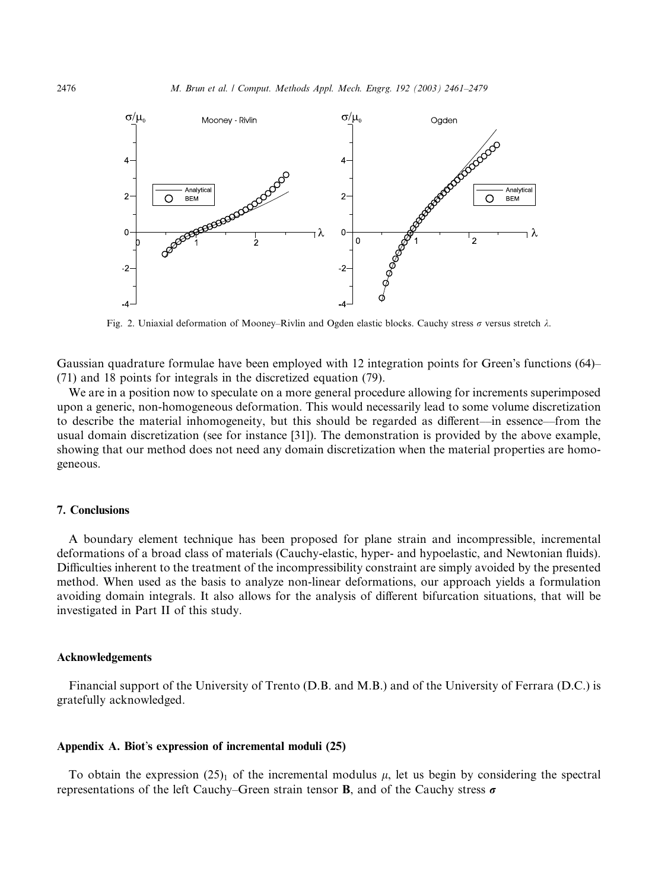Fig. 2. Uniaxial deformation of Mooney–Rivlin and Ogden elastic blocks. Cauchy stress $\sigma$ versus stretch $\lambda$.

Gaussian quadrature formulae have been employed with 12 integration points for Green's functions (64)–(71) and 18 points for integrals in the discretized equation (79).

We are in a position now to speculate on a more general procedure allowing for increments superimposed upon a generic, non-homogeneous deformation. This would necessarily lead to some volume discretization to describe the material inhomogeneity, but this should be regarded as different—in essence—from the usual domain discretization (see for instance [31]). The demonstration is provided by the above example, showing that our method does not need any domain discretization when the material properties are homogeneous.

## 7. Conclusions

A boundary element technique has been proposed for plane strain and incompressible, incremental deformations of a broad class of materials (Cauchy-elastic, hyper- and hypoelastic, and Newtonian fluids). Difficulties inherent to the treatment of the incompressibility constraint are simply avoided by the presented method. When used as the basis to analyze non-linear deformations, our approach yields a formulation avoiding domain integrals. It also allows for the analysis of different bifurcation situations, that will be investigated in Part II of this study.

## Acknowledgements

Financial support of the University of Trento (D.B. and M.B.) and of the University of Ferrara (D.C.) is gratefully acknowledged.

## Appendix A. Biot's expression of incremental moduli (25)

To obtain the expression $(25)_1$ of the incremental modulus $\mu$, let us begin by considering the spectral representations of the left Cauchy–Green strain tensor $\mathbf{B}$, and of the Cauchy stress $\boldsymbol{\sigma}$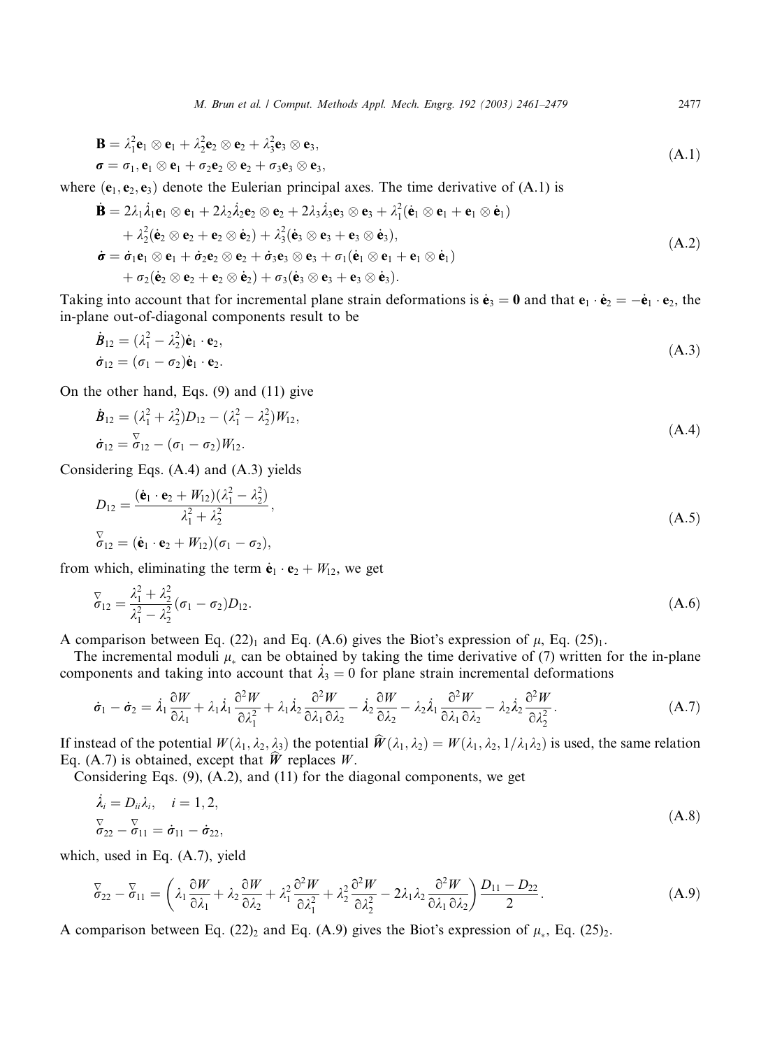$$
\begin{aligned}
&\mathbf{B} = \lambda_1^2 \mathbf{e}_1 \otimes \mathbf{e}_1 + \lambda_2^2 \mathbf{e}_2 \otimes \mathbf{e}_2 + \lambda_3^2 \mathbf{e}_3 \otimes \mathbf{e}_3, \\
&\boldsymbol{\sigma} = \sigma_1, \mathbf{e}_1 \otimes \mathbf{e}_1 + \sigma_2 \mathbf{e}_2 \otimes \mathbf{e}_2 + \sigma_3 \mathbf{e}_3 \otimes \mathbf{e}_3,
\end{aligned}
\tag{A.1}
$$

where $(\mathbf{e}_1, \mathbf{e}_2, \mathbf{e}_3)$ denote the Eulerian principal axes. The time derivative of (A.1) is

$$
\begin{aligned}
\dot{\mathbf{B}} = {} & 2\lambda_1 \dot{\lambda}_1 \mathbf{e}_1 \otimes \mathbf{e}_1 + 2\lambda_2 \dot{\lambda}_2 \mathbf{e}_2 \otimes \mathbf{e}_2 + 2\lambda_3 \dot{\lambda}_3 \mathbf{e}_3 \otimes \mathbf{e}_3 + \lambda_1^2 (\dot{\mathbf{e}}_1 \otimes \mathbf{e}_1 + \mathbf{e}_1 \otimes \dot{\mathbf{e}}_1) \\
& + \lambda_2^2 (\dot{\mathbf{e}}_2 \otimes \mathbf{e}_2 + \mathbf{e}_2 \otimes \dot{\mathbf{e}}_2) + \lambda_3^2 (\dot{\mathbf{e}}_3 \otimes \mathbf{e}_3 + \mathbf{e}_3 \otimes \dot{\mathbf{e}}_3), \\
\dot{\boldsymbol{\sigma}} = {} & \dot{\sigma}_1 \mathbf{e}_1 \otimes \mathbf{e}_1 + \dot{\sigma}_2 \mathbf{e}_2 \otimes \mathbf{e}_2 + \dot{\sigma}_3 \mathbf{e}_3 \otimes \mathbf{e}_3 + \sigma_1 (\dot{\mathbf{e}}_1 \otimes \mathbf{e}_1 + \mathbf{e}_1 \otimes \dot{\mathbf{e}}_1) \\
& + \sigma_2 (\dot{\mathbf{e}}_2 \otimes \mathbf{e}_2 + \mathbf{e}_2 \otimes \dot{\mathbf{e}}_2) + \sigma_3 (\dot{\mathbf{e}}_3 \otimes \mathbf{e}_3 + \mathbf{e}_3 \otimes \dot{\mathbf{e}}_3).
\end{aligned}
\tag{A.2}
$$

Taking into account that for incremental plane strain deformations is $\dot{\mathbf{e}}_3 = \mathbf{0}$ and that $\mathbf{e}_1 \cdot \dot{\mathbf{e}}_2 = -\dot{\mathbf{e}}_1 \cdot \mathbf{e}_2$, the in-plane out-of-diagonal components result to be

$$
\begin{aligned}
&\dot{B}_{12} = (\lambda_1^2 - \lambda_2^2) \dot{\mathbf{e}}_1 \cdot \mathbf{e}_2, \\
&\dot{\sigma}_{12} = (\sigma_1 - \sigma_2) \dot{\mathbf{e}}_1 \cdot \mathbf{e}_2.
\end{aligned}
\tag{A.3}
$$

On the other hand, Eqs. (9) and (11) give

$$
\begin{aligned}
&\dot{B}_{12} = (\lambda_1^2 + \lambda_2^2) D_{12} - (\lambda_1^2 - \lambda_2^2) W_{12}, \\
&\dot{\sigma}_{12} = \overset{\nabla}{\sigma}_{12} - (\sigma_1 - \sigma_2) W_{12}.
\end{aligned}
\tag{A.4}
$$

Considering Eqs. (A.4) and (A.3) yields

$$
\begin{aligned}
&D_{12} = \frac{(\dot{\mathbf{e}}_1 \cdot \mathbf{e}_2 + W_{12})(\lambda_1^2 - \lambda_2^2)}{\lambda_1^2 + \lambda_2^2}, \\
&\overset{\nabla}{\sigma}_{12} = (\dot{\mathbf{e}}_1 \cdot \mathbf{e}_2 + W_{12})(\sigma_1 - \sigma_2),
\end{aligned}
\tag{A.5}
$$

from which, eliminating the term $\dot{\mathbf{e}}_1 \cdot \mathbf{e}_2 + W_{12}$, we get

$$
\overset{\nabla}{\sigma}_{12} = \frac{\lambda_1^2 + \lambda_2^2}{\lambda_1^2 - \lambda_2^2} (\sigma_1 - \sigma_2) D_{12}.
\tag{A.6}
$$

A comparison between Eq. $(22)_1$ and Eq. (A.6) gives the Biot's expression of $\mu$, Eq. $(25)_1$.

The incremental moduli $\mu_*$ can be obtained by taking the time derivative of (7) written for the in-plane components and taking into account that $\dot{\lambda}_3 = 0$ for plane strain incremental deformations

$$
\dot{\sigma}_1 - \dot{\sigma}_2 = \dot{\lambda}_1 \frac{\partial W}{\partial \lambda_1} + \lambda_1 \dot{\lambda}_1 \frac{\partial^2 W}{\partial \lambda_1^2} + \lambda_1 \dot{\lambda}_2 \frac{\partial^2 W}{\partial \lambda_1 \partial \lambda_2} - \dot{\lambda}_2 \frac{\partial W}{\partial \lambda_2} - \lambda_2 \dot{\lambda}_1 \frac{\partial^2 W}{\partial \lambda_1 \partial \lambda_2} - \lambda_2 \dot{\lambda}_2 \frac{\partial^2 W}{\partial \lambda_2^2}.
\tag{A.7}
$$

If instead of the potential $W(\lambda_1, \lambda_2, \lambda_3)$ the potential $\widehat{W}(\lambda_1, \lambda_2) = W(\lambda_1, \lambda_2, 1/\lambda_1 \lambda_2)$ is used, the same relation Eq. (A.7) is obtained, except that $\widehat{W}$ replaces $W$.

Considering Eqs. (9), (A.2), and (11) for the diagonal components, we get

$$
\begin{aligned}
&\dot{\lambda}_i = D_{ii} \lambda_i, \quad i = 1, 2, \\
&\overset{\nabla}{\sigma}_{22} - \overset{\nabla}{\sigma}_{11} = \dot{\sigma}_{11} - \dot{\sigma}_{22},
\end{aligned}
\tag{A.8}
$$

which, used in Eq. (A.7), yield

$$
\overset{\nabla}{\sigma}_{22} - \overset{\nabla}{\sigma}_{11} = \left( \lambda_1 \frac{\partial W}{\partial \lambda_1} + \lambda_2 \frac{\partial W}{\partial \lambda_2} + \lambda_1^2 \frac{\partial^2 W}{\partial \lambda_1^2} + \lambda_2^2 \frac{\partial^2 W}{\partial \lambda_2^2} - 2\lambda_1 \lambda_2 \frac{\partial^2 W}{\partial \lambda_1 \partial \lambda_2} \right) \frac{D_{11} - D_{22}}{2}.
\tag{A.9}
$$

A comparison between Eq. $(22)_2$ and Eq. (A.9) gives the Biot's expression of $\mu_*$, Eq. $(25)_2$.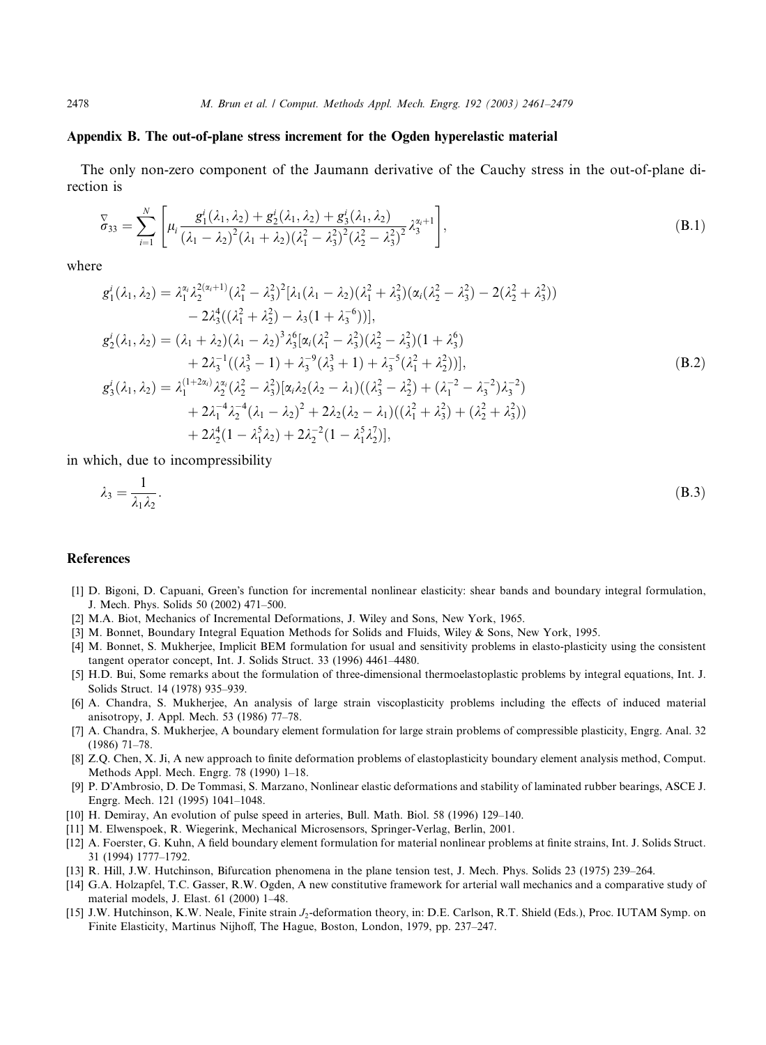## Appendix B. The out-of-plane stress increment for the Ogden hyperelastic material

The only non-zero component of the Jaumann derivative of the Cauchy stress in the out-of-plane direction is

$$\overset{\nabla}{\sigma}_{33} = \sum_{i=1}^{N} \left[ \mu_i \frac{g_1^i(\lambda_1, \lambda_2) + g_2^i(\lambda_1, \lambda_2) + g_3^i(\lambda_1, \lambda_2)}{(\lambda_1 - \lambda_2)^2 (\lambda_1 + \lambda_2)(\lambda_1^2 - \lambda_3^2)^2 (\lambda_2^2 - \lambda_3^2)^2} \lambda_3^{\alpha_i + 1} \right], \tag{B.1}$$

where

$$\begin{aligned}
g_1^i(\lambda_1, \lambda_2) &= \lambda_1^{\alpha_i} \lambda_2^{2(\alpha_i+1)} (\lambda_1^2 - \lambda_3^2)^2 [\lambda_1(\lambda_1 - \lambda_2)(\lambda_1^2 + \lambda_3^2)(\alpha_i(\lambda_2^2 - \lambda_3^2) - 2(\lambda_2^2 + \lambda_3^2)) \\
&\quad - 2\lambda_3^4((\lambda_1^2 + \lambda_2^2) - \lambda_3(1 + \lambda_3^{-6}))], \\
g_2^i(\lambda_1, \lambda_2) &= (\lambda_1 + \lambda_2)(\lambda_1 - \lambda_2)^3 \lambda_3^6 [\alpha_i(\lambda_1^2 - \lambda_3^2)(\lambda_2^2 - \lambda_3^2)(1 + \lambda_3^6) \\
&\quad + 2\lambda_3^{-1}((\lambda_3^3 - 1) + \lambda_3^{-9}(\lambda_3^3 + 1) + \lambda_3^{-5}(\lambda_1^2 + \lambda_2^2))], \\
g_3^i(\lambda_1, \lambda_2) &= \lambda_1^{(1+2\alpha_i)} \lambda_2^{\alpha_i} (\lambda_2^2 - \lambda_3^2)[\alpha_i \lambda_2(\lambda_2 - \lambda_1)((\lambda_3^2 - \lambda_2^2) + (\lambda_1^{-2} - \lambda_3^{-2})\lambda_3^{-2}) \\
&\quad + 2\lambda_1^{-4}\lambda_2^{-4}(\lambda_1 - \lambda_2)^2 + 2\lambda_2(\lambda_2 - \lambda_1)((\lambda_1^2 + \lambda_3^2) + (\lambda_2^2 + \lambda_3^2)) \\
&\quad + 2\lambda_2^4(1 - \lambda_1^5 \lambda_2) + 2\lambda_2^{-2}(1 - \lambda_1^5 \lambda_2^7)],
\end{aligned} \tag{B.2}$$

in which, due to incompressibility

$$\lambda_3 = \frac{1}{\lambda_1 \lambda_2}. \tag{B.3}$$

## References

[1] D. Bigoni, D. Capuani, Green's function for incremental nonlinear elasticity: shear bands and boundary integral formulation, J. Mech. Phys. Solids 50 (2002) 471–500.

[2] M.A. Biot, Mechanics of Incremental Deformations, J. Wiley and Sons, New York, 1965.

[3] M. Bonnet, Boundary Integral Equation Methods for Solids and Fluids, Wiley & Sons, New York, 1995.

[4] M. Bonnet, S. Mukherjee, Implicit BEM formulation for usual and sensitivity problems in elasto-plasticity using the consistent tangent operator concept, Int. J. Solids Struct. 33 (1996) 4461–4480.

[5] H.D. Bui, Some remarks about the formulation of three-dimensional thermoelastoplastic problems by integral equations, Int. J. Solids Struct. 14 (1978) 935–939.

[6] A. Chandra, S. Mukherjee, An analysis of large strain viscoplasticity problems including the effects of induced material anisotropy, J. Appl. Mech. 53 (1986) 77–78.

[7] A. Chandra, S. Mukherjee, A boundary element formulation for large strain problems of compressible plasticity, Engrg. Anal. 32 (1986) 71–78.

[8] Z.Q. Chen, X. Ji, A new approach to finite deformation problems of elastoplasticity boundary element analysis method, Comput. Methods Appl. Mech. Engrg. 78 (1990) 1–18.

[9] P. D'Ambrosio, D. De Tommasi, S. Marzano, Nonlinear elastic deformations and stability of laminated rubber bearings, ASCE J. Engrg. Mech. 121 (1995) 1041–1048.

[10] H. Demiray, An evolution of pulse speed in arteries, Bull. Math. Biol. 58 (1996) 129–140.

[11] M. Elwenspoek, R. Wiegerink, Mechanical Microsensors, Springer-Verlag, Berlin, 2001.

[12] A. Foerster, G. Kuhn, A field boundary element formulation for material nonlinear problems at finite strains, Int. J. Solids Struct. 31 (1994) 1777–1792.

[13] R. Hill, J.W. Hutchinson, Bifurcation phenomena in the plane tension test, J. Mech. Phys. Solids 23 (1975) 239–264.

[14] G.A. Holzapfel, T.C. Gasser, R.W. Ogden, A new constitutive framework for arterial wall mechanics and a comparative study of material models, J. Elast. 61 (2000) 1–48.

[15] J.W. Hutchinson, K.W. Neale, Finite strain $J_2$-deformation theory, in: D.E. Carlson, R.T. Shield (Eds.), Proc. IUTAM Symp. on Finite Elasticity, Martinus Nijhoff, The Hague, Boston, London, 1979, pp. 237–247.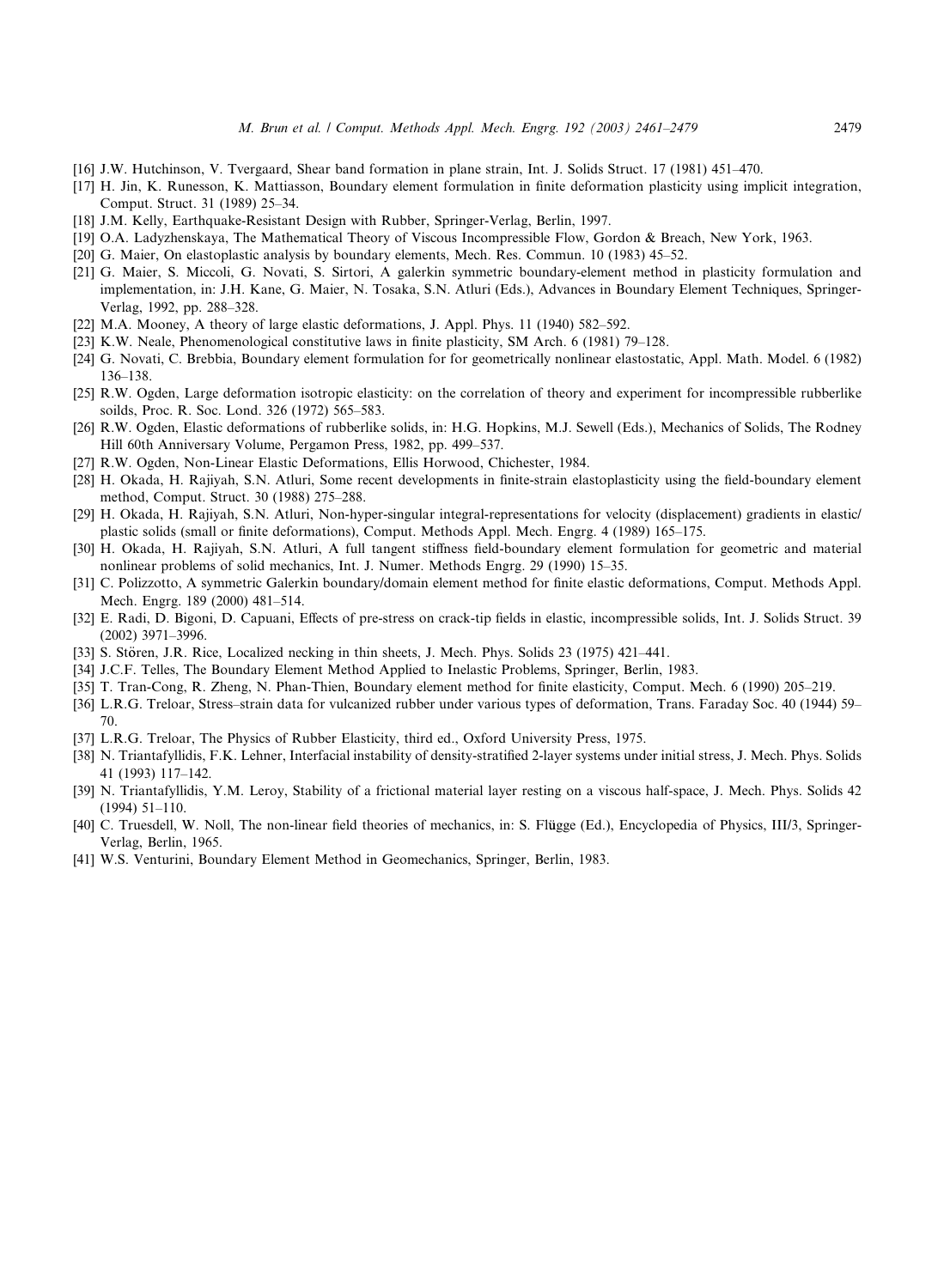[16] J.W. Hutchinson, V. Tvergaard, Shear band formation in plane strain, Int. J. Solids Struct. 17 (1981) 451–470.

[17] H. Jin, K. Runesson, K. Mattiasson, Boundary element formulation in finite deformation plasticity using implicit integration, Comput. Struct. 31 (1989) 25–34.

[18] J.M. Kelly, Earthquake-Resistant Design with Rubber, Springer-Verlag, Berlin, 1997.

[19] O.A. Ladyzhenskaya, The Mathematical Theory of Viscous Incompressible Flow, Gordon & Breach, New York, 1963.

[20] G. Maier, On elastoplastic analysis by boundary elements, Mech. Res. Commun. 10 (1983) 45–52.

[21] G. Maier, S. Miccoli, G. Novati, S. Sirtori, A galerkin symmetric boundary-element method in plasticity formulation and implementation, in: J.H. Kane, G. Maier, N. Tosaka, S.N. Atluri (Eds.), Advances in Boundary Element Techniques, Springer-Verlag, 1992, pp. 288–328.

[22] M.A. Mooney, A theory of large elastic deformations, J. Appl. Phys. 11 (1940) 582–592.

[23] K.W. Neale, Phenomenological constitutive laws in finite plasticity, SM Arch. 6 (1981) 79–128.

[24] G. Novati, C. Brebbia, Boundary element formulation for for geometrically nonlinear elastostatic, Appl. Math. Model. 6 (1982) 136–138.

[25] R.W. Ogden, Large deformation isotropic elasticity: on the correlation of theory and experiment for incompressible rubberlike soilds, Proc. R. Soc. Lond. 326 (1972) 565–583.

[26] R.W. Ogden, Elastic deformations of rubberlike solids, in: H.G. Hopkins, M.J. Sewell (Eds.), Mechanics of Solids, The Rodney Hill 60th Anniversary Volume, Pergamon Press, 1982, pp. 499–537.

[27] R.W. Ogden, Non-Linear Elastic Deformations, Ellis Horwood, Chichester, 1984.

[28] H. Okada, H. Rajiyah, S.N. Atluri, Some recent developments in finite-strain elastoplasticity using the field-boundary element method, Comput. Struct. 30 (1988) 275–288.

[29] H. Okada, H. Rajiyah, S.N. Atluri, Non-hyper-singular integral-representations for velocity (displacement) gradients in elastic/ plastic solids (small or finite deformations), Comput. Methods Appl. Mech. Engrg. 4 (1989) 165–175.

[30] H. Okada, H. Rajiyah, S.N. Atluri, A full tangent stiffness field-boundary element formulation for geometric and material nonlinear problems of solid mechanics, Int. J. Numer. Methods Engrg. 29 (1990) 15–35.

[31] C. Polizzotto, A symmetric Galerkin boundary/domain element method for finite elastic deformations, Comput. Methods Appl. Mech. Engrg. 189 (2000) 481–514.

[32] E. Radi, D. Bigoni, D. Capuani, Effects of pre-stress on crack-tip fields in elastic, incompressible solids, Int. J. Solids Struct. 39 (2002) 3971–3996.

[33] S. Stören, J.R. Rice, Localized necking in thin sheets, J. Mech. Phys. Solids 23 (1975) 421–441.

[34] J.C.F. Telles, The Boundary Element Method Applied to Inelastic Problems, Springer, Berlin, 1983.

[35] T. Tran-Cong, R. Zheng, N. Phan-Thien, Boundary element method for finite elasticity, Comput. Mech. 6 (1990) 205–219.

[36] L.R.G. Treloar, Stress–strain data for vulcanized rubber under various types of deformation, Trans. Faraday Soc. 40 (1944) 59–70.

[37] L.R.G. Treloar, The Physics of Rubber Elasticity, third ed., Oxford University Press, 1975.

[38] N. Triantafyllidis, F.K. Lehner, Interfacial instability of density-stratified 2-layer systems under initial stress, J. Mech. Phys. Solids 41 (1993) 117–142.

[39] N. Triantafyllidis, Y.M. Leroy, Stability of a frictional material layer resting on a viscous half-space, J. Mech. Phys. Solids 42 (1994) 51–110.

[40] C. Truesdell, W. Noll, The non-linear field theories of mechanics, in: S. Flügge (Ed.), Encyclopedia of Physics, III/3, Springer-Verlag, Berlin, 1965.

[41] W.S. Venturini, Boundary Element Method in Geomechanics, Springer, Berlin, 1983.